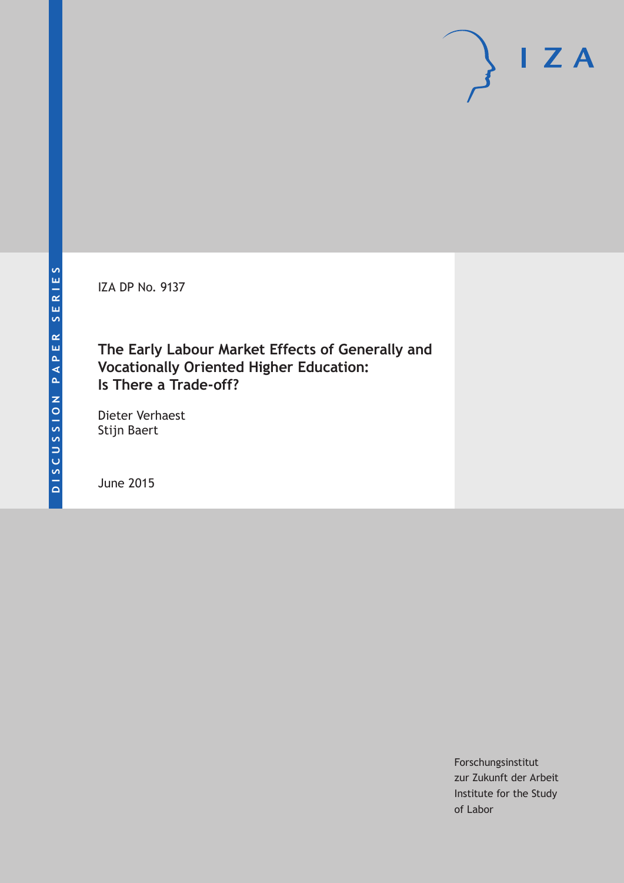DISCUSSION PAPER SERIES

IZA DP No. 9137

# The Early Labour Market Effects of Generally and Vocationally Oriented Higher Education: Is There a Trade-off?

Dieter Verhaest
Stijn Baert

June 2015

Forschungsinstitut
zur Zukunft der Arbeit
Institute for the Study
of Labor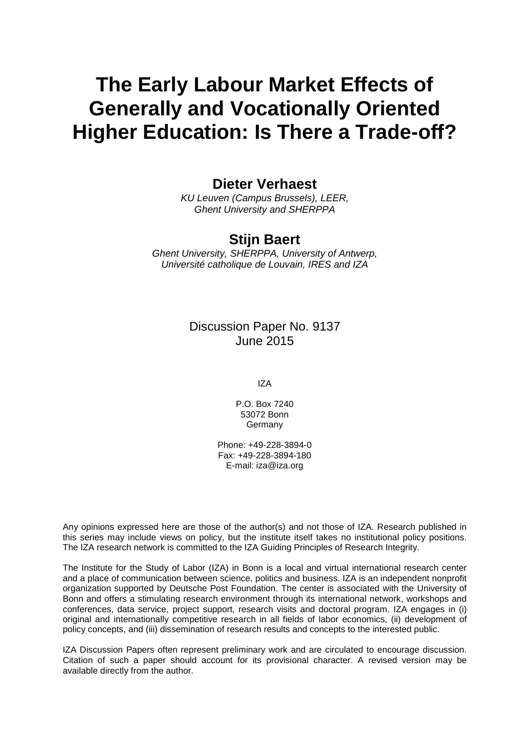# The Early Labour Market Effects of Generally and Vocationally Oriented Higher Education: Is There a Trade-off?

**Dieter Verhaest**

*KU Leuven (Campus Brussels), LEER, Ghent University and SHERPPA*

**Stijn Baert**

*Ghent University, SHERPPA, University of Antwerp, Université catholique de Louvain, IRES and IZA*

Discussion Paper No. 9137
June 2015

IZA

P.O. Box 7240
53072 Bonn
Germany

Phone: +49-228-3894-0
Fax: +49-228-3894-180
E-mail: iza@iza.org

Any opinions expressed here are those of the author(s) and not those of IZA. Research published in this series may include views on policy, but the institute itself takes no institutional policy positions. The IZA research network is committed to the IZA Guiding Principles of Research Integrity.

The Institute for the Study of Labor (IZA) in Bonn is a local and virtual international research center and a place of communication between science, politics and business. IZA is an independent nonprofit organization supported by Deutsche Post Foundation. The center is associated with the University of Bonn and offers a stimulating research environment through its international network, workshops and conferences, data service, project support, research visits and doctoral program. IZA engages in (i) original and internationally competitive research in all fields of labor economics, (ii) development of policy concepts, and (iii) dissemination of research results and concepts to the interested public.

IZA Discussion Papers often represent preliminary work and are circulated to encourage discussion. Citation of such a paper should account for its provisional character. A revised version may be available directly from the author.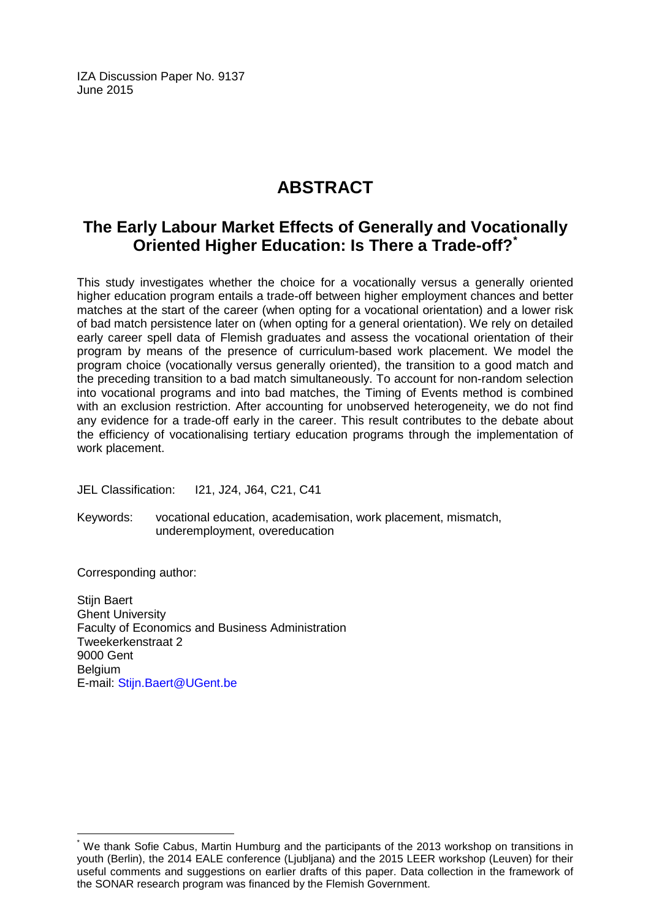IZA Discussion Paper No. 9137
June 2015

# ABSTRACT

## The Early Labour Market Effects of Generally and Vocationally Oriented Higher Education: Is There a Trade-off?*

This study investigates whether the choice for a vocationally versus a generally oriented higher education program entails a trade-off between higher employment chances and better matches at the start of the career (when opting for a vocational orientation) and a lower risk of bad match persistence later on (when opting for a general orientation). We rely on detailed early career spell data of Flemish graduates and assess the vocational orientation of their program by means of the presence of curriculum-based work placement. We model the program choice (vocationally versus generally oriented), the transition to a good match and the preceding transition to a bad match simultaneously. To account for non-random selection into vocational programs and into bad matches, the Timing of Events method is combined with an exclusion restriction. After accounting for unobserved heterogeneity, we do not find any evidence for a trade-off early in the career. This result contributes to the debate about the efficiency of vocationalising tertiary education programs through the implementation of work placement.

JEL Classification: I21, J24, J64, C21, C41

Keywords: vocational education, academisation, work placement, mismatch, underemployment, overeducation

Corresponding author:

Stijn Baert
Ghent University
Faculty of Economics and Business Administration
Tweekerkenstraat 2
9000 Gent
Belgium
E-mail: Stijn.Baert@UGent.be

---

* We thank Sofie Cabus, Martin Humburg and the participants of the 2013 workshop on transitions in youth (Berlin), the 2014 EALE conference (Ljubljana) and the 2015 LEER workshop (Leuven) for their useful comments and suggestions on earlier drafts of this paper. Data collection in the framework of the SONAR research program was financed by the Flemish Government.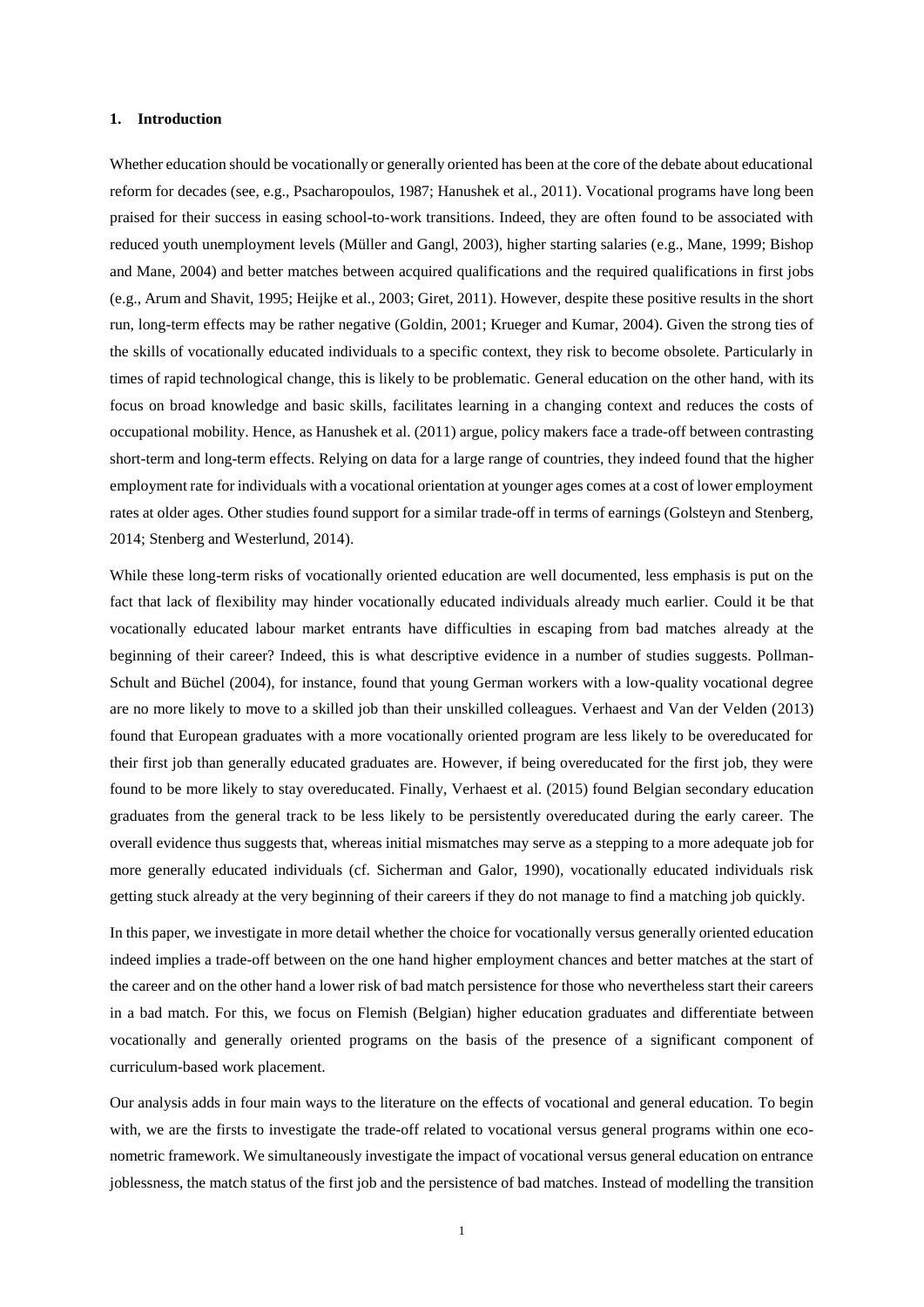## 1. Introduction

Whether education should be vocationally or generally oriented has been at the core of the debate about educational reform for decades (see, e.g., Psacharopoulos, 1987; Hanushek et al., 2011). Vocational programs have long been praised for their success in easing school-to-work transitions. Indeed, they are often found to be associated with reduced youth unemployment levels (Müller and Gangl, 2003), higher starting salaries (e.g., Mane, 1999; Bishop and Mane, 2004) and better matches between acquired qualifications and the required qualifications in first jobs (e.g., Arum and Shavit, 1995; Heijke et al., 2003; Giret, 2011). However, despite these positive results in the short run, long-term effects may be rather negative (Goldin, 2001; Krueger and Kumar, 2004). Given the strong ties of the skills of vocationally educated individuals to a specific context, they risk to become obsolete. Particularly in times of rapid technological change, this is likely to be problematic. General education on the other hand, with its focus on broad knowledge and basic skills, facilitates learning in a changing context and reduces the costs of occupational mobility. Hence, as Hanushek et al. (2011) argue, policy makers face a trade-off between contrasting short-term and long-term effects. Relying on data for a large range of countries, they indeed found that the higher employment rate for individuals with a vocational orientation at younger ages comes at a cost of lower employment rates at older ages. Other studies found support for a similar trade-off in terms of earnings (Golsteyn and Stenberg, 2014; Stenberg and Westerlund, 2014).

While these long-term risks of vocationally oriented education are well documented, less emphasis is put on the fact that lack of flexibility may hinder vocationally educated individuals already much earlier. Could it be that vocationally educated labour market entrants have difficulties in escaping from bad matches already at the beginning of their career? Indeed, this is what descriptive evidence in a number of studies suggests. Pollman-Schult and Büchel (2004), for instance, found that young German workers with a low-quality vocational degree are no more likely to move to a skilled job than their unskilled colleagues. Verhaest and Van der Velden (2013) found that European graduates with a more vocationally oriented program are less likely to be overeducated for their first job than generally educated graduates are. However, if being overeducated for the first job, they were found to be more likely to stay overeducated. Finally, Verhaest et al. (2015) found Belgian secondary education graduates from the general track to be less likely to be persistently overeducated during the early career. The overall evidence thus suggests that, whereas initial mismatches may serve as a stepping to a more adequate job for more generally educated individuals (cf. Sicherman and Galor, 1990), vocationally educated individuals risk getting stuck already at the very beginning of their careers if they do not manage to find a matching job quickly.

In this paper, we investigate in more detail whether the choice for vocationally versus generally oriented education indeed implies a trade-off between on the one hand higher employment chances and better matches at the start of the career and on the other hand a lower risk of bad match persistence for those who nevertheless start their careers in a bad match. For this, we focus on Flemish (Belgian) higher education graduates and differentiate between vocationally and generally oriented programs on the basis of the presence of a significant component of curriculum-based work placement.

Our analysis adds in four main ways to the literature on the effects of vocational and general education. To begin with, we are the firsts to investigate the trade-off related to vocational versus general programs within one econometric framework. We simultaneously investigate the impact of vocational versus general education on entrance joblessness, the match status of the first job and the persistence of bad matches. Instead of modelling the transition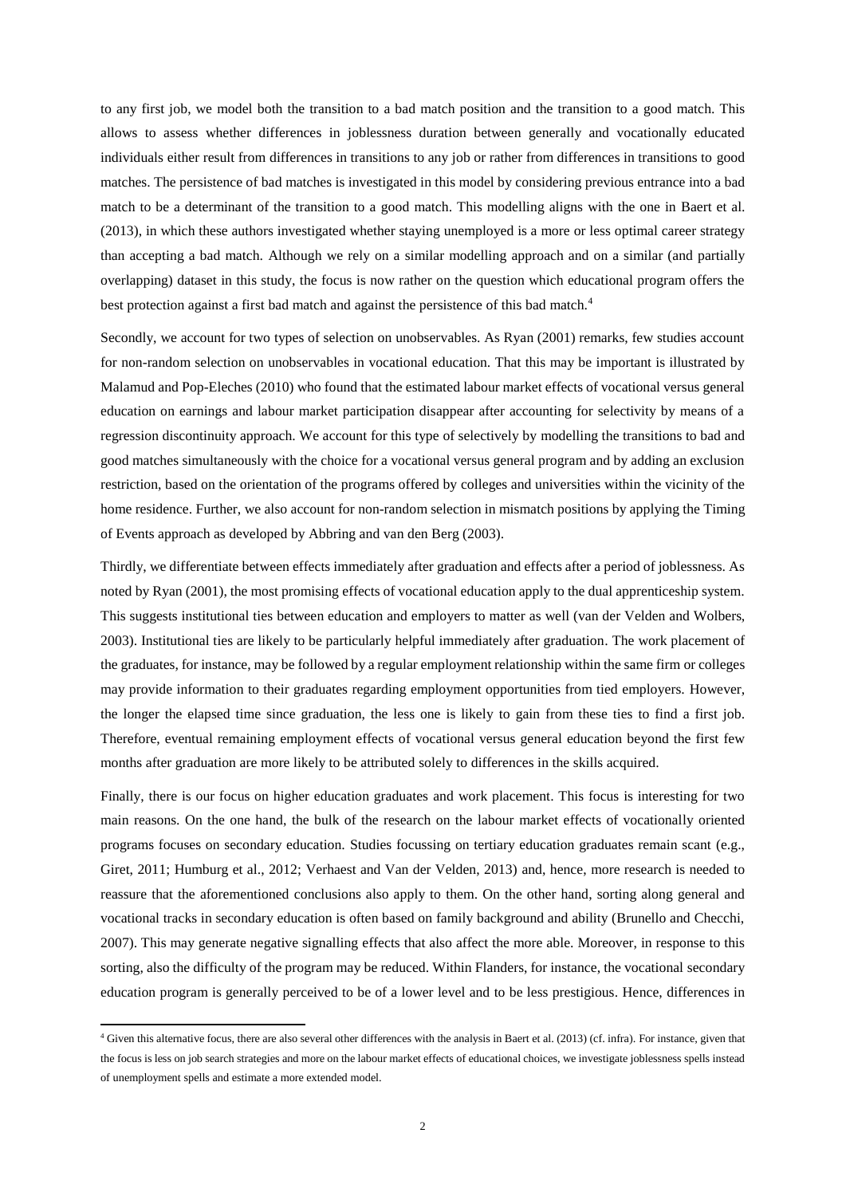to any first job, we model both the transition to a bad match position and the transition to a good match. This allows to assess whether differences in joblessness duration between generally and vocationally educated individuals either result from differences in transitions to any job or rather from differences in transitions to good matches. The persistence of bad matches is investigated in this model by considering previous entrance into a bad match to be a determinant of the transition to a good match. This modelling aligns with the one in Baert et al. (2013), in which these authors investigated whether staying unemployed is a more or less optimal career strategy than accepting a bad match. Although we rely on a similar modelling approach and on a similar (and partially overlapping) dataset in this study, the focus is now rather on the question which educational program offers the best protection against a first bad match and against the persistence of this bad match.[4]

Secondly, we account for two types of selection on unobservables. As Ryan (2001) remarks, few studies account for non-random selection on unobservables in vocational education. That this may be important is illustrated by Malamud and Pop-Eleches (2010) who found that the estimated labour market effects of vocational versus general education on earnings and labour market participation disappear after accounting for selectivity by means of a regression discontinuity approach. We account for this type of selectively by modelling the transitions to bad and good matches simultaneously with the choice for a vocational versus general program and by adding an exclusion restriction, based on the orientation of the programs offered by colleges and universities within the vicinity of the home residence. Further, we also account for non-random selection in mismatch positions by applying the Timing of Events approach as developed by Abbring and van den Berg (2003).

Thirdly, we differentiate between effects immediately after graduation and effects after a period of joblessness. As noted by Ryan (2001), the most promising effects of vocational education apply to the dual apprenticeship system. This suggests institutional ties between education and employers to matter as well (van der Velden and Wolbers, 2003). Institutional ties are likely to be particularly helpful immediately after graduation. The work placement of the graduates, for instance, may be followed by a regular employment relationship within the same firm or colleges may provide information to their graduates regarding employment opportunities from tied employers. However, the longer the elapsed time since graduation, the less one is likely to gain from these ties to find a first job. Therefore, eventual remaining employment effects of vocational versus general education beyond the first few months after graduation are more likely to be attributed solely to differences in the skills acquired.

Finally, there is our focus on higher education graduates and work placement. This focus is interesting for two main reasons. On the one hand, the bulk of the research on the labour market effects of vocationally oriented programs focuses on secondary education. Studies focussing on tertiary education graduates remain scant (e.g., Giret, 2011; Humburg et al., 2012; Verhaest and Van der Velden, 2013) and, hence, more research is needed to reassure that the aforementioned conclusions also apply to them. On the other hand, sorting along general and vocational tracks in secondary education is often based on family background and ability (Brunello and Checchi, 2007). This may generate negative signalling effects that also affect the more able. Moreover, in response to this sorting, also the difficulty of the program may be reduced. Within Flanders, for instance, the vocational secondary education program is generally perceived to be of a lower level and to be less prestigious. Hence, differences in

[4] Given this alternative focus, there are also several other differences with the analysis in Baert et al. (2013) (cf. infra). For instance, given that the focus is less on job search strategies and more on the labour market effects of educational choices, we investigate joblessness spells instead of unemployment spells and estimate a more extended model.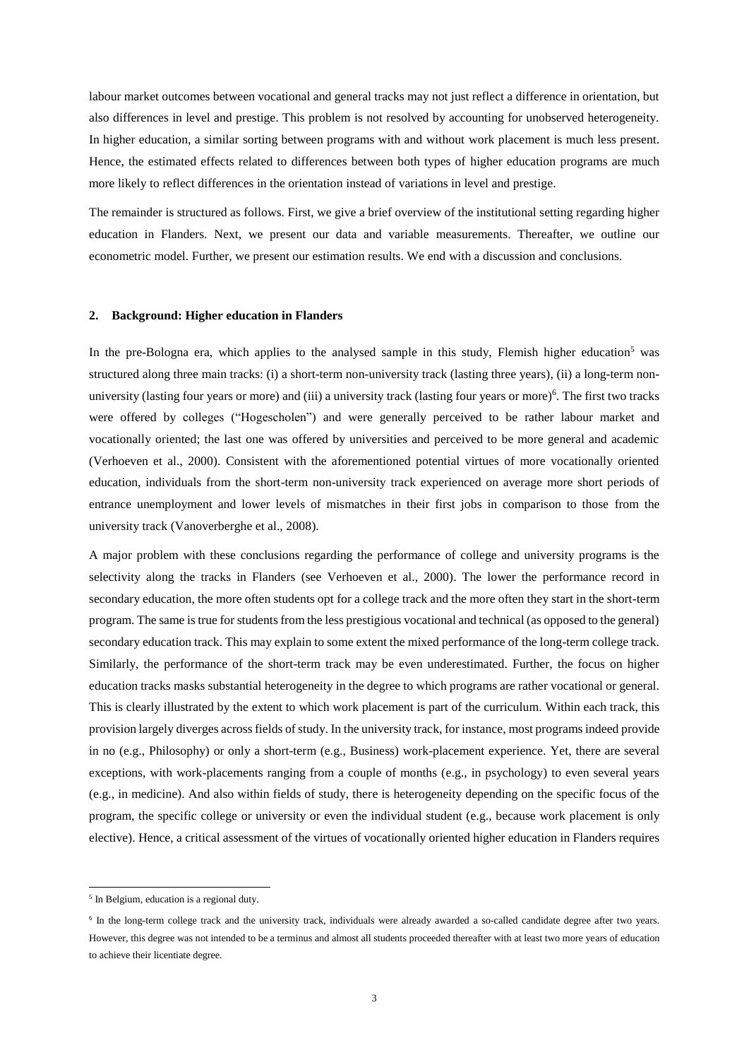labour market outcomes between vocational and general tracks may not just reflect a difference in orientation, but also differences in level and prestige. This problem is not resolved by accounting for unobserved heterogeneity. In higher education, a similar sorting between programs with and without work placement is much less present. Hence, the estimated effects related to differences between both types of higher education programs are much more likely to reflect differences in the orientation instead of variations in level and prestige.

The remainder is structured as follows. First, we give a brief overview of the institutional setting regarding higher education in Flanders. Next, we present our data and variable measurements. Thereafter, we outline our econometric model. Further, we present our estimation results. We end with a discussion and conclusions.

## 2. Background: Higher education in Flanders

In the pre-Bologna era, which applies to the analysed sample in this study, Flemish higher education[5] was structured along three main tracks: (i) a short-term non-university track (lasting three years), (ii) a long-term non-university (lasting four years or more) and (iii) a university track (lasting four years or more)[6]. The first two tracks were offered by colleges ("Hogescholen") and were generally perceived to be rather labour market and vocationally oriented; the last one was offered by universities and perceived to be more general and academic (Verhoeven et al., 2000). Consistent with the aforementioned potential virtues of more vocationally oriented education, individuals from the short-term non-university track experienced on average more short periods of entrance unemployment and lower levels of mismatches in their first jobs in comparison to those from the university track (Vanoverberghe et al., 2008).

A major problem with these conclusions regarding the performance of college and university programs is the selectivity along the tracks in Flanders (see Verhoeven et al., 2000). The lower the performance record in secondary education, the more often students opt for a college track and the more often they start in the short-term program. The same is true for students from the less prestigious vocational and technical (as opposed to the general) secondary education track. This may explain to some extent the mixed performance of the long-term college track. Similarly, the performance of the short-term track may be even underestimated. Further, the focus on higher education tracks masks substantial heterogeneity in the degree to which programs are rather vocational or general. This is clearly illustrated by the extent to which work placement is part of the curriculum. Within each track, this provision largely diverges across fields of study. In the university track, for instance, most programs indeed provide in no (e.g., Philosophy) or only a short-term (e.g., Business) work-placement experience. Yet, there are several exceptions, with work-placements ranging from a couple of months (e.g., in psychology) to even several years (e.g., in medicine). And also within fields of study, there is heterogeneity depending on the specific focus of the program, the specific college or university or even the individual student (e.g., because work placement is only elective). Hence, a critical assessment of the virtues of vocationally oriented higher education in Flanders requires

[5] In Belgium, education is a regional duty.

[6] In the long-term college track and the university track, individuals were already awarded a so-called candidate degree after two years. However, this degree was not intended to be a terminus and almost all students proceeded thereafter with at least two more years of education to achieve their licentiate degree.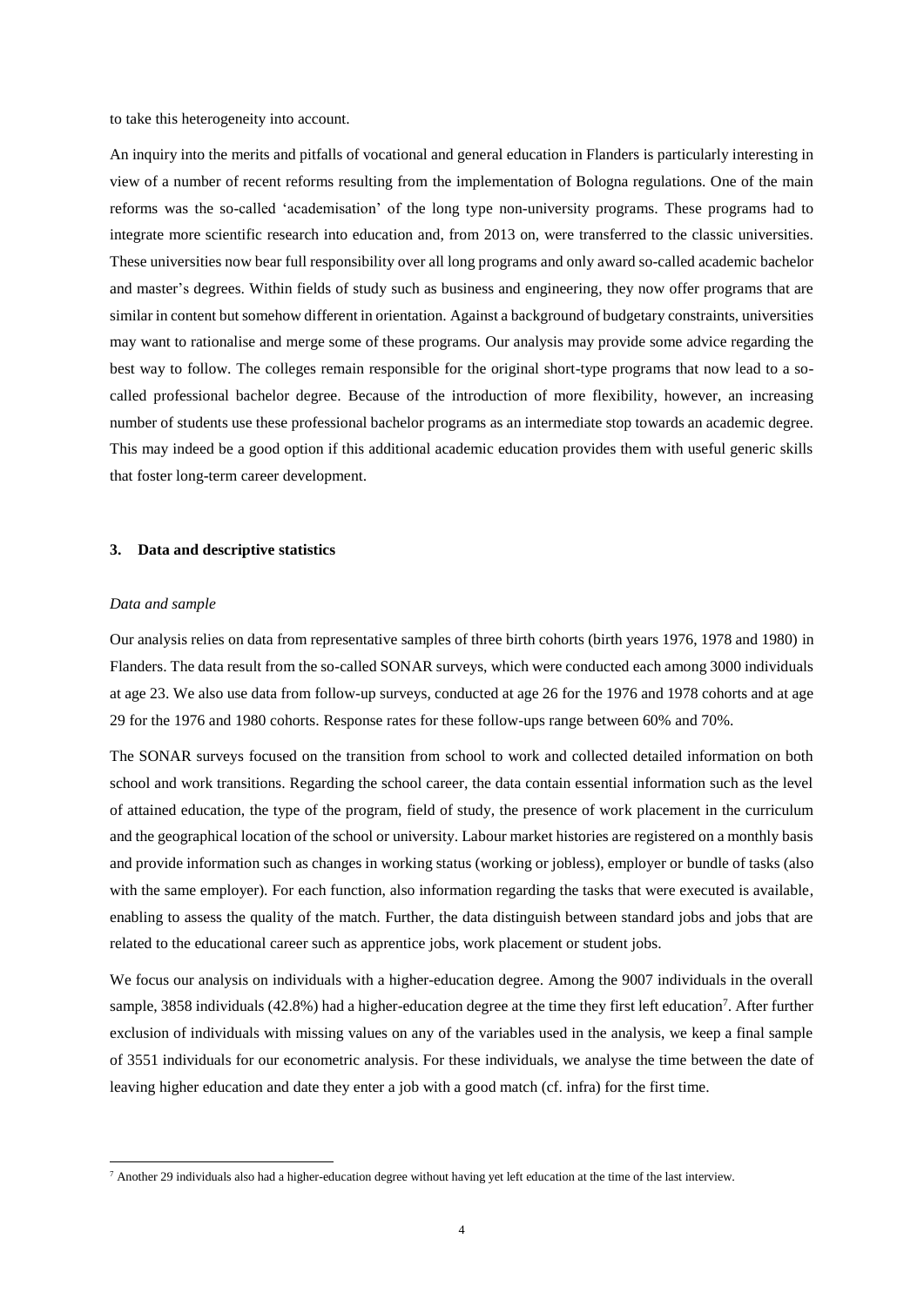to take this heterogeneity into account.

An inquiry into the merits and pitfalls of vocational and general education in Flanders is particularly interesting in view of a number of recent reforms resulting from the implementation of Bologna regulations. One of the main reforms was the so-called 'academisation' of the long type non-university programs. These programs had to integrate more scientific research into education and, from 2013 on, were transferred to the classic universities. These universities now bear full responsibility over all long programs and only award so-called academic bachelor and master's degrees. Within fields of study such as business and engineering, they now offer programs that are similar in content but somehow different in orientation. Against a background of budgetary constraints, universities may want to rationalise and merge some of these programs. Our analysis may provide some advice regarding the best way to follow. The colleges remain responsible for the original short-type programs that now lead to a so-called professional bachelor degree. Because of the introduction of more flexibility, however, an increasing number of students use these professional bachelor programs as an intermediate stop towards an academic degree. This may indeed be a good option if this additional academic education provides them with useful generic skills that foster long-term career development.

## 3. Data and descriptive statistics

*Data and sample*

Our analysis relies on data from representative samples of three birth cohorts (birth years 1976, 1978 and 1980) in Flanders. The data result from the so-called SONAR surveys, which were conducted each among 3000 individuals at age 23. We also use data from follow-up surveys, conducted at age 26 for the 1976 and 1978 cohorts and at age 29 for the 1976 and 1980 cohorts. Response rates for these follow-ups range between 60% and 70%.

The SONAR surveys focused on the transition from school to work and collected detailed information on both school and work transitions. Regarding the school career, the data contain essential information such as the level of attained education, the type of the program, field of study, the presence of work placement in the curriculum and the geographical location of the school or university. Labour market histories are registered on a monthly basis and provide information such as changes in working status (working or jobless), employer or bundle of tasks (also with the same employer). For each function, also information regarding the tasks that were executed is available, enabling to assess the quality of the match. Further, the data distinguish between standard jobs and jobs that are related to the educational career such as apprentice jobs, work placement or student jobs.

We focus our analysis on individuals with a higher-education degree. Among the 9007 individuals in the overall sample, 3858 individuals (42.8%) had a higher-education degree at the time they first left education[7]. After further exclusion of individuals with missing values on any of the variables used in the analysis, we keep a final sample of 3551 individuals for our econometric analysis. For these individuals, we analyse the time between the date of leaving higher education and date they enter a job with a good match (cf. infra) for the first time.

[7] Another 29 individuals also had a higher-education degree without having yet left education at the time of the last interview.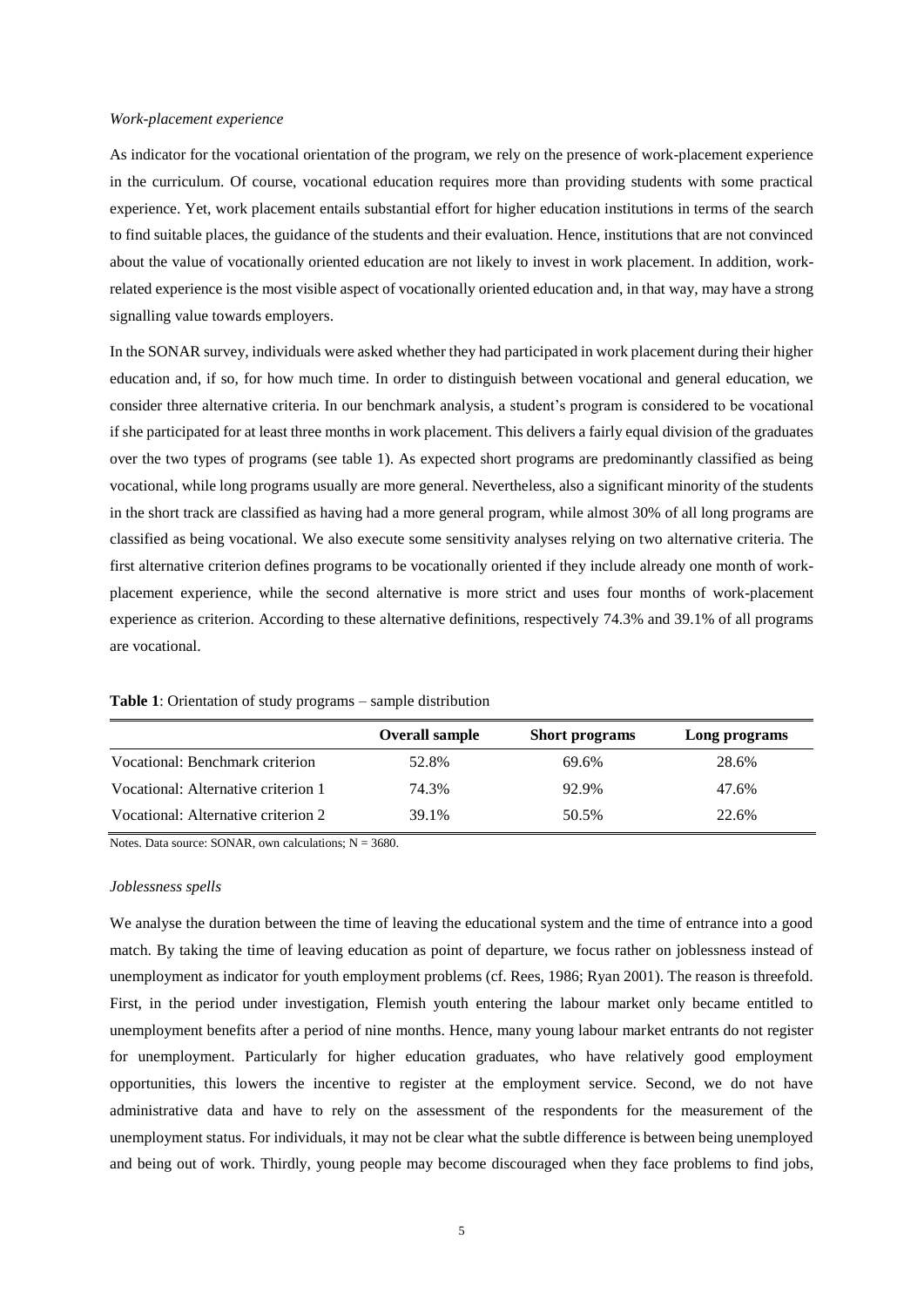*Work-placement experience*

As indicator for the vocational orientation of the program, we rely on the presence of work-placement experience in the curriculum. Of course, vocational education requires more than providing students with some practical experience. Yet, work placement entails substantial effort for higher education institutions in terms of the search to find suitable places, the guidance of the students and their evaluation. Hence, institutions that are not convinced about the value of vocationally oriented education are not likely to invest in work placement. In addition, work-related experience is the most visible aspect of vocationally oriented education and, in that way, may have a strong signalling value towards employers.

In the SONAR survey, individuals were asked whether they had participated in work placement during their higher education and, if so, for how much time. In order to distinguish between vocational and general education, we consider three alternative criteria. In our benchmark analysis, a student's program is considered to be vocational if she participated for at least three months in work placement. This delivers a fairly equal division of the graduates over the two types of programs (see table 1). As expected short programs are predominantly classified as being vocational, while long programs usually are more general. Nevertheless, also a significant minority of the students in the short track are classified as having had a more general program, while almost 30% of all long programs are classified as being vocational. We also execute some sensitivity analyses relying on two alternative criteria. The first alternative criterion defines programs to be vocationally oriented if they include already one month of work-placement experience, while the second alternative is more strict and uses four months of work-placement experience as criterion. According to these alternative definitions, respectively 74.3% and 39.1% of all programs are vocational.

**Table 1**: Orientation of study programs – sample distribution

| | Overall sample | Short programs | Long programs |
|---|---|---|---|
| Vocational: Benchmark criterion | 52.8% | 69.6% | 28.6% |
| Vocational: Alternative criterion 1 | 74.3% | 92.9% | 47.6% |
| Vocational: Alternative criterion 2 | 39.1% | 50.5% | 22.6% |

Notes. Data source: SONAR, own calculations; N = 3680.

*Joblessness spells*

We analyse the duration between the time of leaving the educational system and the time of entrance into a good match. By taking the time of leaving education as point of departure, we focus rather on joblessness instead of unemployment as indicator for youth employment problems (cf. Rees, 1986; Ryan 2001). The reason is threefold. First, in the period under investigation, Flemish youth entering the labour market only became entitled to unemployment benefits after a period of nine months. Hence, many young labour market entrants do not register for unemployment. Particularly for higher education graduates, who have relatively good employment opportunities, this lowers the incentive to register at the employment service. Second, we do not have administrative data and have to rely on the assessment of the respondents for the measurement of the unemployment status. For individuals, it may not be clear what the subtle difference is between being unemployed and being out of work. Thirdly, young people may become discouraged when they face problems to find jobs,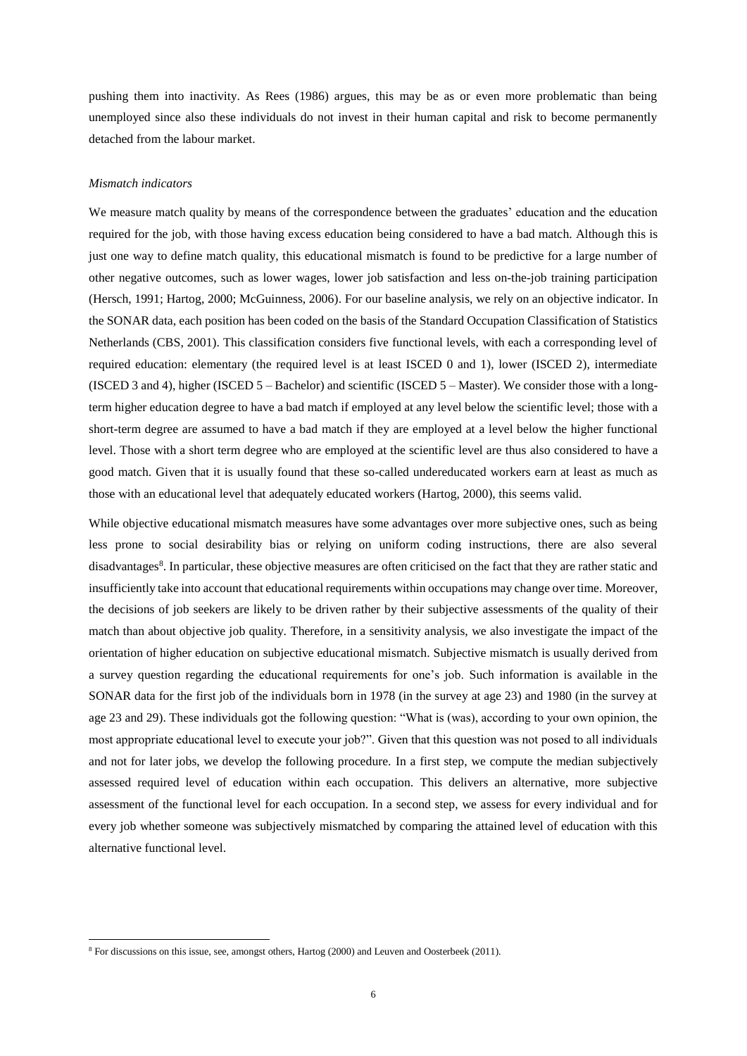pushing them into inactivity. As Rees (1986) argues, this may be as or even more problematic than being unemployed since also these individuals do not invest in their human capital and risk to become permanently detached from the labour market.

*Mismatch indicators*

We measure match quality by means of the correspondence between the graduates' education and the education required for the job, with those having excess education being considered to have a bad match. Although this is just one way to define match quality, this educational mismatch is found to be predictive for a large number of other negative outcomes, such as lower wages, lower job satisfaction and less on-the-job training participation (Hersch, 1991; Hartog, 2000; McGuinness, 2006). For our baseline analysis, we rely on an objective indicator. In the SONAR data, each position has been coded on the basis of the Standard Occupation Classification of Statistics Netherlands (CBS, 2001). This classification considers five functional levels, with each a corresponding level of required education: elementary (the required level is at least ISCED 0 and 1), lower (ISCED 2), intermediate (ISCED 3 and 4), higher (ISCED 5 – Bachelor) and scientific (ISCED 5 – Master). We consider those with a long-term higher education degree to have a bad match if employed at any level below the scientific level; those with a short-term degree are assumed to have a bad match if they are employed at a level below the higher functional level. Those with a short term degree who are employed at the scientific level are thus also considered to have a good match. Given that it is usually found that these so-called undereducated workers earn at least as much as those with an educational level that adequately educated workers (Hartog, 2000), this seems valid.

While objective educational mismatch measures have some advantages over more subjective ones, such as being less prone to social desirability bias or relying on uniform coding instructions, there are also several disadvantages[8]. In particular, these objective measures are often criticised on the fact that they are rather static and insufficiently take into account that educational requirements within occupations may change over time. Moreover, the decisions of job seekers are likely to be driven rather by their subjective assessments of the quality of their match than about objective job quality. Therefore, in a sensitivity analysis, we also investigate the impact of the orientation of higher education on subjective educational mismatch. Subjective mismatch is usually derived from a survey question regarding the educational requirements for one's job. Such information is available in the SONAR data for the first job of the individuals born in 1978 (in the survey at age 23) and 1980 (in the survey at age 23 and 29). These individuals got the following question: "What is (was), according to your own opinion, the most appropriate educational level to execute your job?". Given that this question was not posed to all individuals and not for later jobs, we develop the following procedure. In a first step, we compute the median subjectively assessed required level of education within each occupation. This delivers an alternative, more subjective assessment of the functional level for each occupation. In a second step, we assess for every individual and for every job whether someone was subjectively mismatched by comparing the attained level of education with this alternative functional level.

[8] For discussions on this issue, see, amongst others, Hartog (2000) and Leuven and Oosterbeek (2011).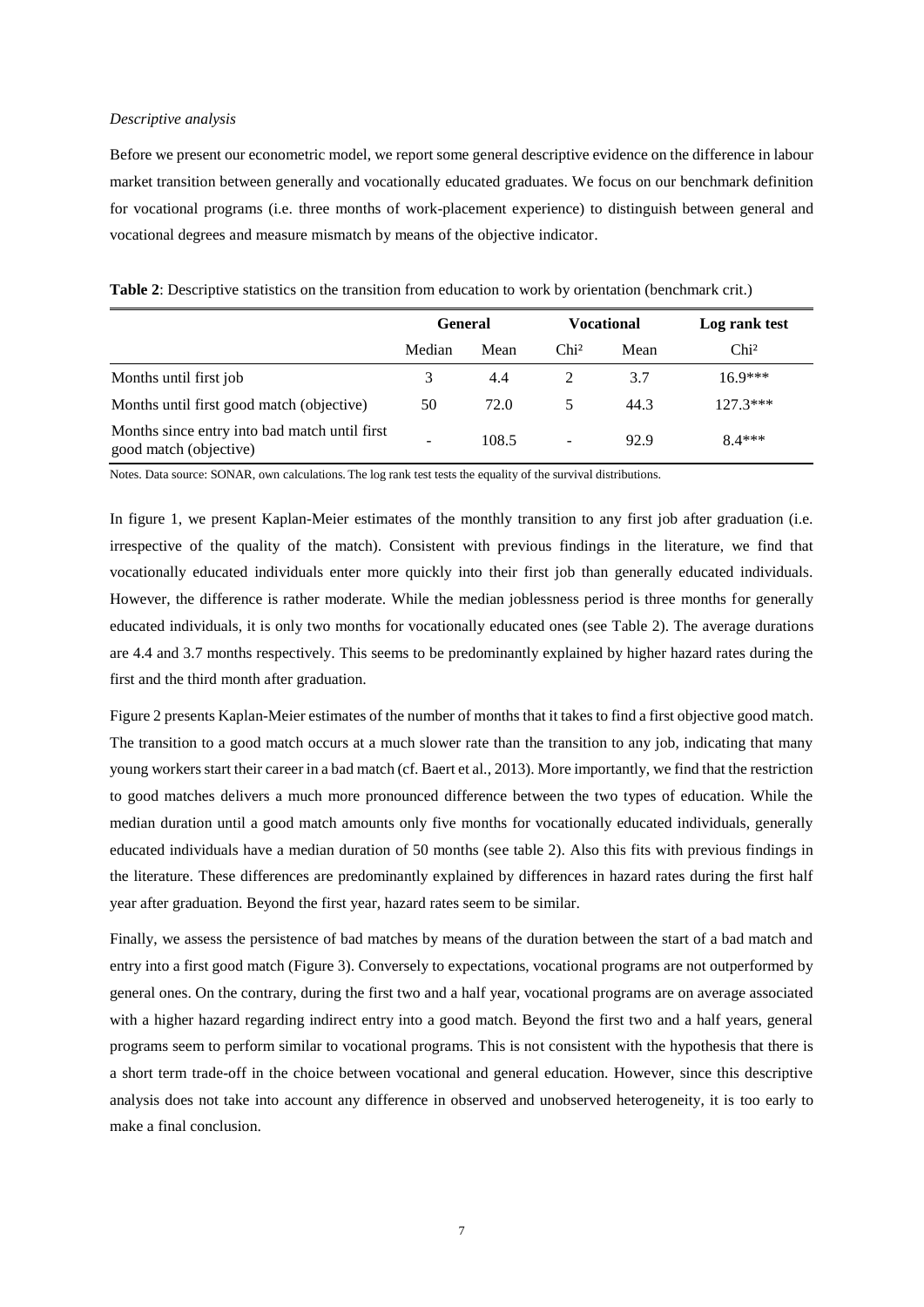*Descriptive analysis*

Before we present our econometric model, we report some general descriptive evidence on the difference in labour market transition between generally and vocationally educated graduates. We focus on our benchmark definition for vocational programs (i.e. three months of work-placement experience) to distinguish between general and vocational degrees and measure mismatch by means of the objective indicator.

**Table 2**: Descriptive statistics on the transition from education to work by orientation (benchmark crit.)

| | General | | Vocational | | Log rank test |
|---|---|---|---|---|---|
| | Median | Mean | Chi² | Mean | Chi² |
| Months until first job | 3 | 4.4 | 2 | 3.7 | 16.9*** |
| Months until first good match (objective) | 50 | 72.0 | 5 | 44.3 | 127.3*** |
| Months since entry into bad match until first good match (objective) | - | 108.5 | - | 92.9 | 8.4*** |

Notes. Data source: SONAR, own calculations. The log rank test tests the equality of the survival distributions.

In figure 1, we present Kaplan-Meier estimates of the monthly transition to any first job after graduation (i.e. irrespective of the quality of the match). Consistent with previous findings in the literature, we find that vocationally educated individuals enter more quickly into their first job than generally educated individuals. However, the difference is rather moderate. While the median joblessness period is three months for generally educated individuals, it is only two months for vocationally educated ones (see Table 2). The average durations are 4.4 and 3.7 months respectively. This seems to be predominantly explained by higher hazard rates during the first and the third month after graduation.

Figure 2 presents Kaplan-Meier estimates of the number of months that it takes to find a first objective good match. The transition to a good match occurs at a much slower rate than the transition to any job, indicating that many young workers start their career in a bad match (cf. Baert et al., 2013). More importantly, we find that the restriction to good matches delivers a much more pronounced difference between the two types of education. While the median duration until a good match amounts only five months for vocationally educated individuals, generally educated individuals have a median duration of 50 months (see table 2). Also this fits with previous findings in the literature. These differences are predominantly explained by differences in hazard rates during the first half year after graduation. Beyond the first year, hazard rates seem to be similar.

Finally, we assess the persistence of bad matches by means of the duration between the start of a bad match and entry into a first good match (Figure 3). Conversely to expectations, vocational programs are not outperformed by general ones. On the contrary, during the first two and a half year, vocational programs are on average associated with a higher hazard regarding indirect entry into a good match. Beyond the first two and a half years, general programs seem to perform similar to vocational programs. This is not consistent with the hypothesis that there is a short term trade-off in the choice between vocational and general education. However, since this descriptive analysis does not take into account any difference in observed and unobserved heterogeneity, it is too early to make a final conclusion.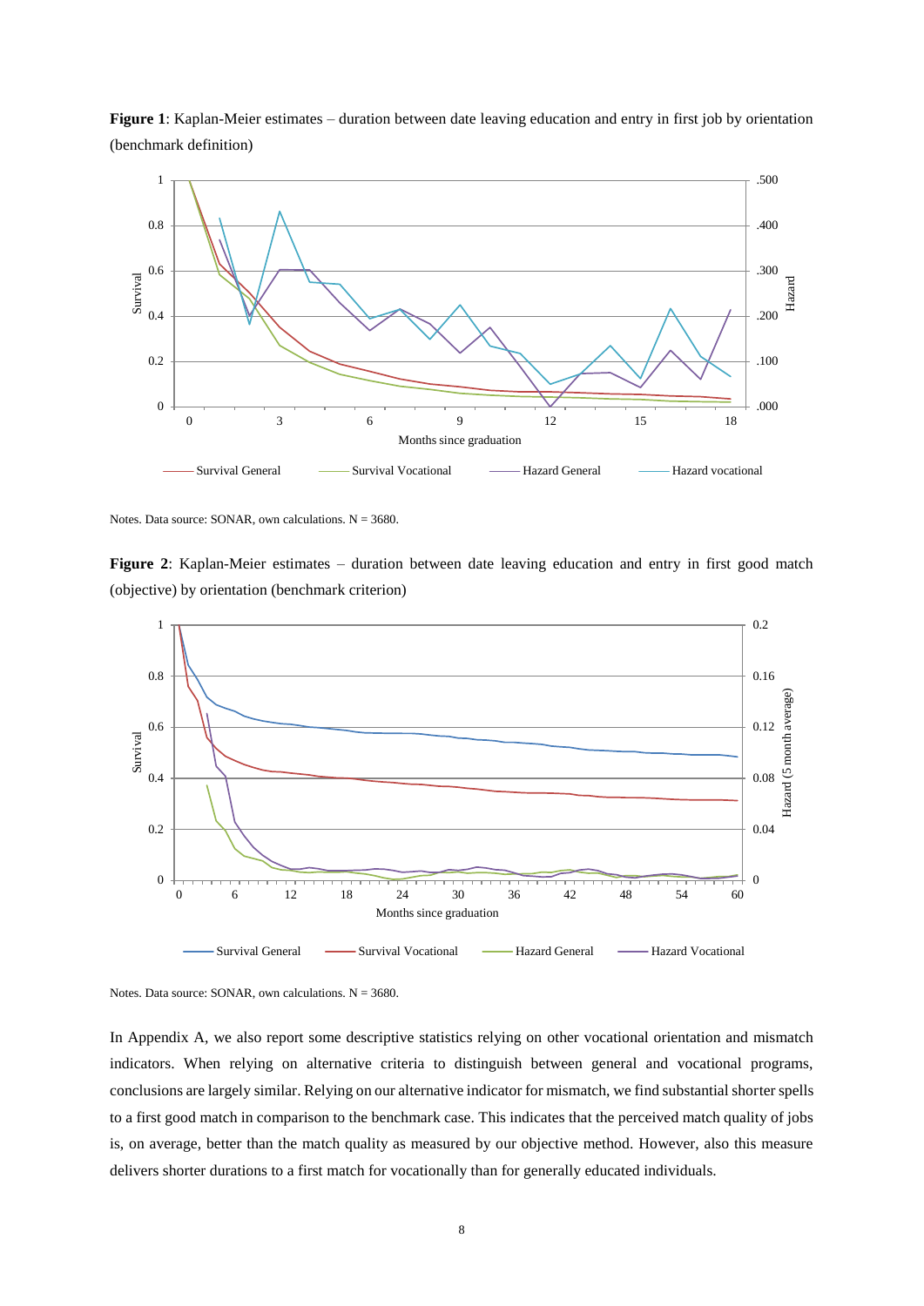**Figure 1**: Kaplan-Meier estimates – duration between date leaving education and entry in first job by orientation (benchmark definition)

Notes. Data source: SONAR, own calculations. N = 3680.

**Figure 2**: Kaplan-Meier estimates – duration between date leaving education and entry in first good match (objective) by orientation (benchmark criterion)

Notes. Data source: SONAR, own calculations. N = 3680.

In Appendix A, we also report some descriptive statistics relying on other vocational orientation and mismatch indicators. When relying on alternative criteria to distinguish between general and vocational programs, conclusions are largely similar. Relying on our alternative indicator for mismatch, we find substantial shorter spells to a first good match in comparison to the benchmark case. This indicates that the perceived match quality of jobs is, on average, better than the match quality as measured by our objective method. However, also this measure delivers shorter durations to a first match for vocationally than for generally educated individuals.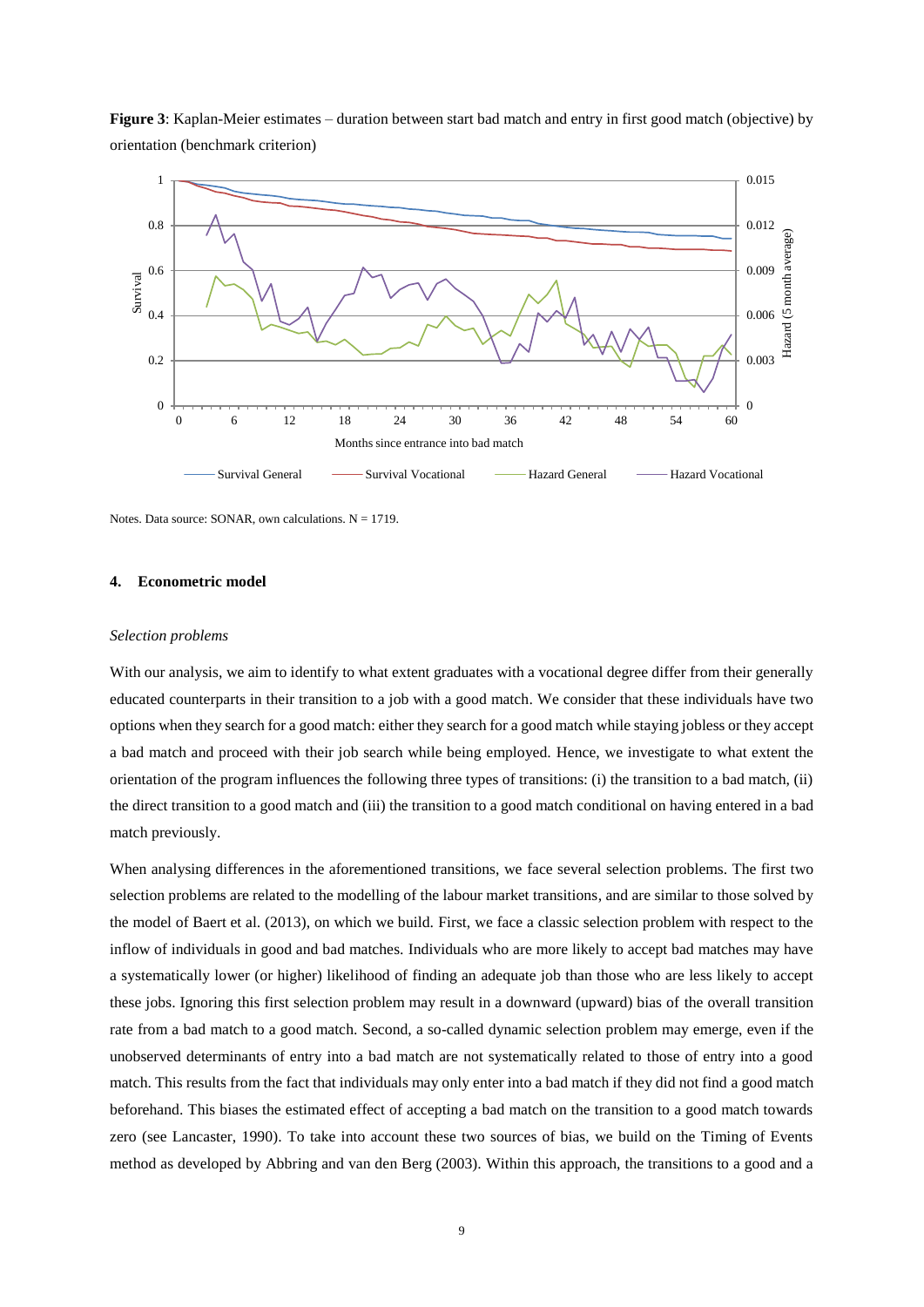**Figure 3**: Kaplan-Meier estimates – duration between start bad match and entry in first good match (objective) by orientation (benchmark criterion)

Notes. Data source: SONAR, own calculations. N = 1719.

## 4. Econometric model

*Selection problems*

With our analysis, we aim to identify to what extent graduates with a vocational degree differ from their generally educated counterparts in their transition to a job with a good match. We consider that these individuals have two options when they search for a good match: either they search for a good match while staying jobless or they accept a bad match and proceed with their job search while being employed. Hence, we investigate to what extent the orientation of the program influences the following three types of transitions: (i) the transition to a bad match, (ii) the direct transition to a good match and (iii) the transition to a good match conditional on having entered in a bad match previously.

When analysing differences in the aforementioned transitions, we face several selection problems. The first two selection problems are related to the modelling of the labour market transitions, and are similar to those solved by the model of Baert et al. (2013), on which we build. First, we face a classic selection problem with respect to the inflow of individuals in good and bad matches. Individuals who are more likely to accept bad matches may have a systematically lower (or higher) likelihood of finding an adequate job than those who are less likely to accept these jobs. Ignoring this first selection problem may result in a downward (upward) bias of the overall transition rate from a bad match to a good match. Second, a so-called dynamic selection problem may emerge, even if the unobserved determinants of entry into a bad match are not systematically related to those of entry into a good match. This results from the fact that individuals may only enter into a bad match if they did not find a good match beforehand. This biases the estimated effect of accepting a bad match on the transition to a good match towards zero (see Lancaster, 1990). To take into account these two sources of bias, we build on the Timing of Events method as developed by Abbring and van den Berg (2003). Within this approach, the transitions to a good and a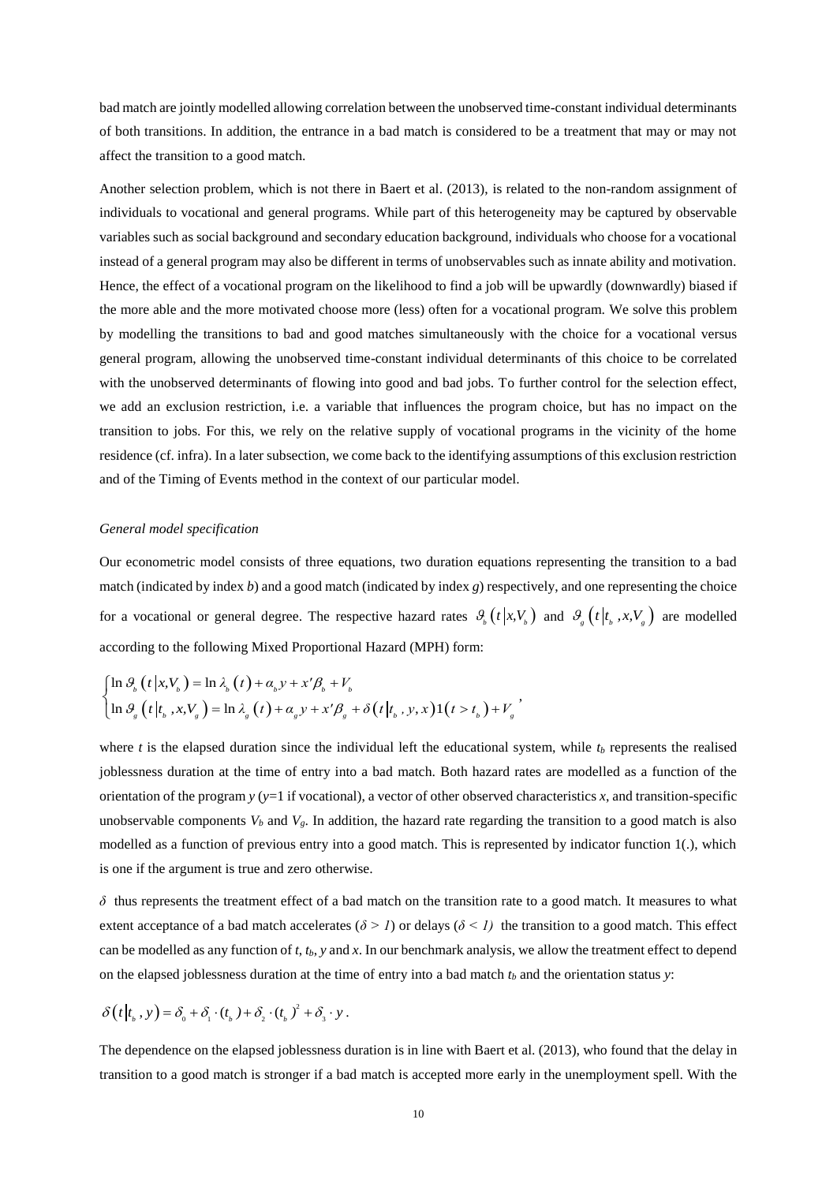bad match are jointly modelled allowing correlation between the unobserved time-constant individual determinants of both transitions. In addition, the entrance in a bad match is considered to be a treatment that may or may not affect the transition to a good match.

Another selection problem, which is not there in Baert et al. (2013), is related to the non-random assignment of individuals to vocational and general programs. While part of this heterogeneity may be captured by observable variables such as social background and secondary education background, individuals who choose for a vocational instead of a general program may also be different in terms of unobservables such as innate ability and motivation. Hence, the effect of a vocational program on the likelihood to find a job will be upwardly (downwardly) biased if the more able and the more motivated choose more (less) often for a vocational program. We solve this problem by modelling the transitions to bad and good matches simultaneously with the choice for a vocational versus general program, allowing the unobserved time-constant individual determinants of this choice to be correlated with the unobserved determinants of flowing into good and bad jobs. To further control for the selection effect, we add an exclusion restriction, i.e. a variable that influences the program choice, but has no impact on the transition to jobs. For this, we rely on the relative supply of vocational programs in the vicinity of the home residence (cf. infra). In a later subsection, we come back to the identifying assumptions of this exclusion restriction and of the Timing of Events method in the context of our particular model.

*General model specification*

Our econometric model consists of three equations, two duration equations representing the transition to a bad match (indicated by index *b*) and a good match (indicated by index *g*) respectively, and one representing the choice for a vocational or general degree. The respective hazard rates $\vartheta_b\left(t\,|x,V_b\right)$ and $\vartheta_g\left(t\,|t_b\,,x,V_g\right)$ are modelled according to the following Mixed Proportional Hazard (MPH) form:

$$\begin{cases} \ln \vartheta_b\left(t\,|x,V_b\right) = \ln \lambda_b\left(t\right) + \alpha_b y + x'\beta_b + V_b \\ \ln \vartheta_g\left(t\,|t_b\,,x,V_g\right) = \ln \lambda_g\left(t\right) + \alpha_g y + x'\beta_g + \delta\left(t\,|t_b\,,y,x\right)1\left(t > t_b\right) + V_g \end{cases},$$

where $t$ is the elapsed duration since the individual left the educational system, while $t_b$ represents the realised joblessness duration at the time of entry into a bad match. Both hazard rates are modelled as a function of the orientation of the program $y$ ($y$=1 if vocational), a vector of other observed characteristics $x$, and transition-specific unobservable components $V_b$ and $V_g$. In addition, the hazard rate regarding the transition to a good match is also modelled as a function of previous entry into a good match. This is represented by indicator function 1(.), which is one if the argument is true and zero otherwise.

$\delta$ thus represents the treatment effect of a bad match on the transition rate to a good match. It measures to what extent acceptance of a bad match accelerates ($\delta > 1$) or delays ($\delta < 1$) the transition to a good match. This effect can be modelled as any function of $t$, $t_b$, $y$ and $x$. In our benchmark analysis, we allow the treatment effect to depend on the elapsed joblessness duration at the time of entry into a bad match $t_b$ and the orientation status $y$:

$$\delta\left(t\,|t_b\,,y\right) = \delta_0 + \delta_1 \cdot (t_b) + \delta_2 \cdot (t_b)^2 + \delta_3 \cdot y\,.$$

The dependence on the elapsed joblessness duration is in line with Baert et al. (2013), who found that the delay in transition to a good match is stronger if a bad match is accepted more early in the unemployment spell. With the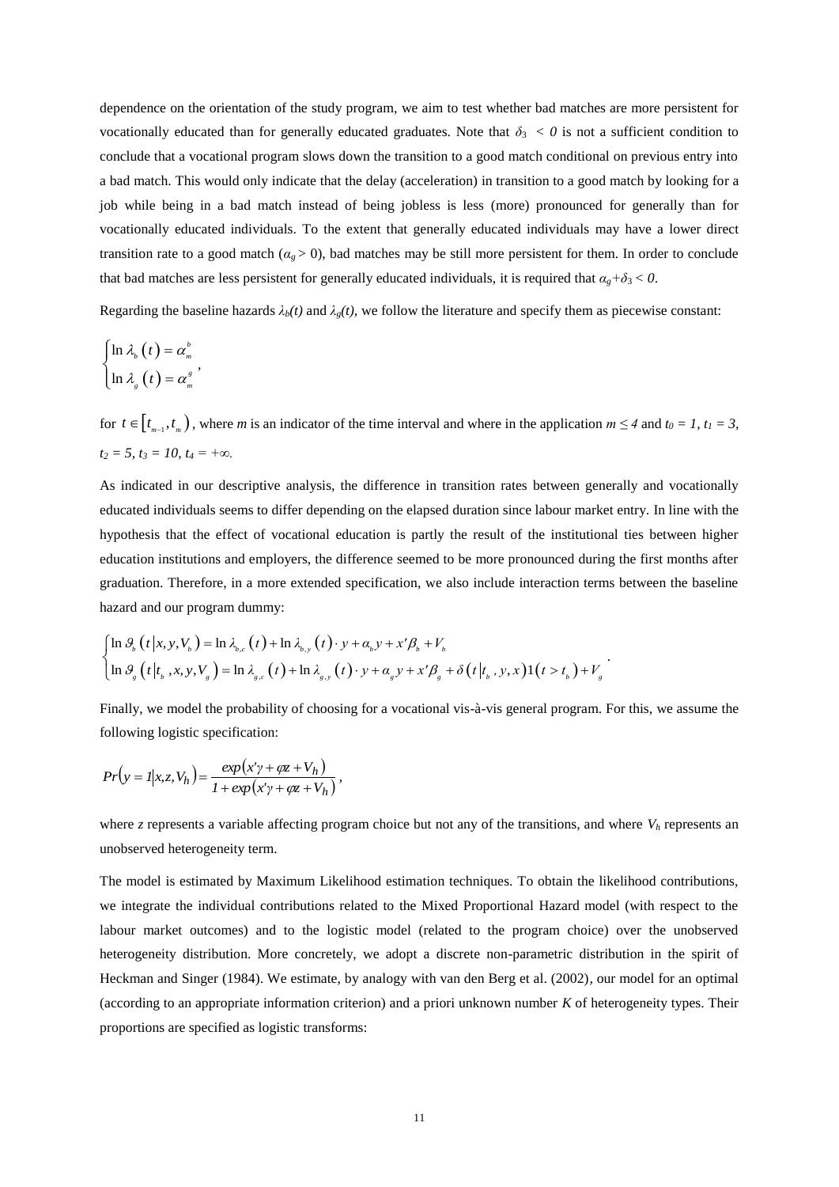dependence on the orientation of the study program, we aim to test whether bad matches are more persistent for vocationally educated than for generally educated graduates. Note that $\delta_3 < 0$ is not a sufficient condition to conclude that a vocational program slows down the transition to a good match conditional on previous entry into a bad match. This would only indicate that the delay (acceleration) in transition to a good match by looking for a job while being in a bad match instead of being jobless is less (more) pronounced for generally than for vocationally educated individuals. To the extent that generally educated individuals may have a lower direct transition rate to a good match ($\alpha_g > 0$), bad matches may be still more persistent for them. In order to conclude that bad matches are less persistent for generally educated individuals, it is required that $\alpha_g + \delta_3 < 0$.

Regarding the baseline hazards $\lambda_b(t)$ and $\lambda_g(t)$, we follow the literature and specify them as piecewise constant:

$$\begin{cases} \ln \lambda_b(t) = \alpha_m^b \\ \ln \lambda_g(t) = \alpha_m^g \end{cases},$$

for $t \in [t_{m-1}, t_m)$, where $m$ is an indicator of the time interval and where in the application $m \leq 4$ and $t_0 = 1$, $t_1 = 3$, $t_2 = 5$, $t_3 = 10$, $t_4 = +\infty$.

As indicated in our descriptive analysis, the difference in transition rates between generally and vocationally educated individuals seems to differ depending on the elapsed duration since labour market entry. In line with the hypothesis that the effect of vocational education is partly the result of the institutional ties between higher education institutions and employers, the difference seemed to be more pronounced during the first months after graduation. Therefore, in a more extended specification, we also include interaction terms between the baseline hazard and our program dummy:

$$\begin{cases} \ln \vartheta_b(t|x, y, V_b) = \ln \lambda_{b,c}(t) + \ln \lambda_{b,y}(t) \cdot y + \alpha_b y + x'\beta_b + V_b \\ \ln \vartheta_g(t|t_b, x, y, V_g) = \ln \lambda_{g,c}(t) + \ln \lambda_{g,y}(t) \cdot y + \alpha_g y + x'\beta_g + \delta(t|t_b, y, x) 1(t > t_b) + V_g \end{cases}.$$

Finally, we model the probability of choosing for a vocational vis-à-vis general program. For this, we assume the following logistic specification:

$$Pr(y = 1|x, z, V_h) = \frac{exp(x'\gamma + \varphi z + V_h)}{1 + exp(x'\gamma + \varphi z + V_h)},$$

where $z$ represents a variable affecting program choice but not any of the transitions, and where $V_h$ represents an unobserved heterogeneity term.

The model is estimated by Maximum Likelihood estimation techniques. To obtain the likelihood contributions, we integrate the individual contributions related to the Mixed Proportional Hazard model (with respect to the labour market outcomes) and to the logistic model (related to the program choice) over the unobserved heterogeneity distribution. More concretely, we adopt a discrete non-parametric distribution in the spirit of Heckman and Singer (1984). We estimate, by analogy with van den Berg et al. (2002), our model for an optimal (according to an appropriate information criterion) and a priori unknown number $K$ of heterogeneity types. Their proportions are specified as logistic transforms: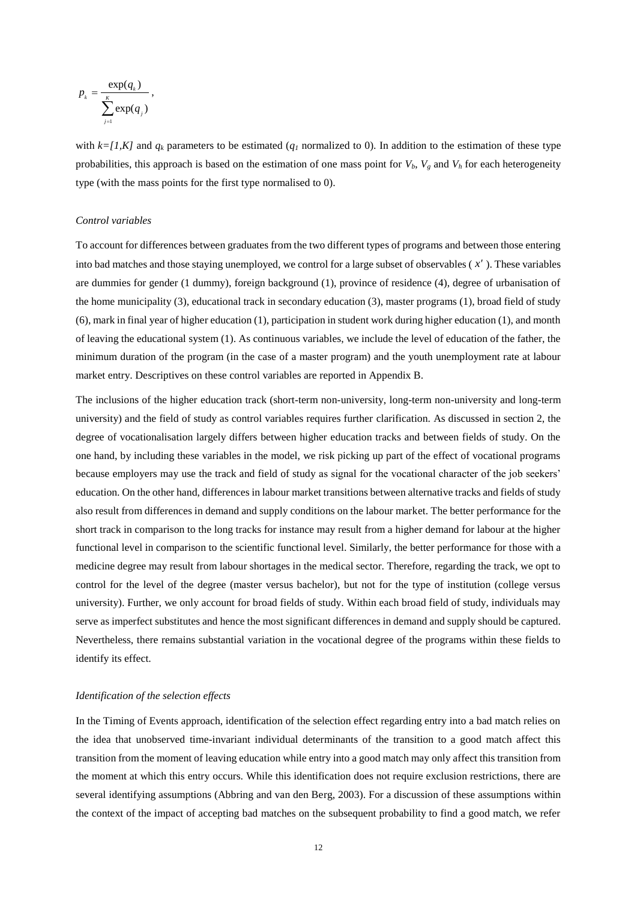$$p_k = \frac{\exp(q_k)}{\sum_{j=1}^{K}\exp(q_j)},$$

with $k=[1,K]$ and $q_k$ parameters to be estimated ($q_1$ normalized to 0). In addition to the estimation of these type probabilities, this approach is based on the estimation of one mass point for $V_b$, $V_g$ and $V_h$ for each heterogeneity type (with the mass points for the first type normalised to 0).

*Control variables*

To account for differences between graduates from the two different types of programs and between those entering into bad matches and those staying unemployed, we control for a large subset of observables ( $x'$ ). These variables are dummies for gender (1 dummy), foreign background (1), province of residence (4), degree of urbanisation of the home municipality (3), educational track in secondary education (3), master programs (1), broad field of study (6), mark in final year of higher education (1), participation in student work during higher education (1), and month of leaving the educational system (1). As continuous variables, we include the level of education of the father, the minimum duration of the program (in the case of a master program) and the youth unemployment rate at labour market entry. Descriptives on these control variables are reported in Appendix B.

The inclusions of the higher education track (short-term non-university, long-term non-university and long-term university) and the field of study as control variables requires further clarification. As discussed in section 2, the degree of vocationalisation largely differs between higher education tracks and between fields of study. On the one hand, by including these variables in the model, we risk picking up part of the effect of vocational programs because employers may use the track and field of study as signal for the vocational character of the job seekers' education. On the other hand, differences in labour market transitions between alternative tracks and fields of study also result from differences in demand and supply conditions on the labour market. The better performance for the short track in comparison to the long tracks for instance may result from a higher demand for labour at the higher functional level in comparison to the scientific functional level. Similarly, the better performance for those with a medicine degree may result from labour shortages in the medical sector. Therefore, regarding the track, we opt to control for the level of the degree (master versus bachelor), but not for the type of institution (college versus university). Further, we only account for broad fields of study. Within each broad field of study, individuals may serve as imperfect substitutes and hence the most significant differences in demand and supply should be captured. Nevertheless, there remains substantial variation in the vocational degree of the programs within these fields to identify its effect.

*Identification of the selection effects*

In the Timing of Events approach, identification of the selection effect regarding entry into a bad match relies on the idea that unobserved time-invariant individual determinants of the transition to a good match affect this transition from the moment of leaving education while entry into a good match may only affect this transition from the moment at which this entry occurs. While this identification does not require exclusion restrictions, there are several identifying assumptions (Abbring and van den Berg, 2003). For a discussion of these assumptions within the context of the impact of accepting bad matches on the subsequent probability to find a good match, we refer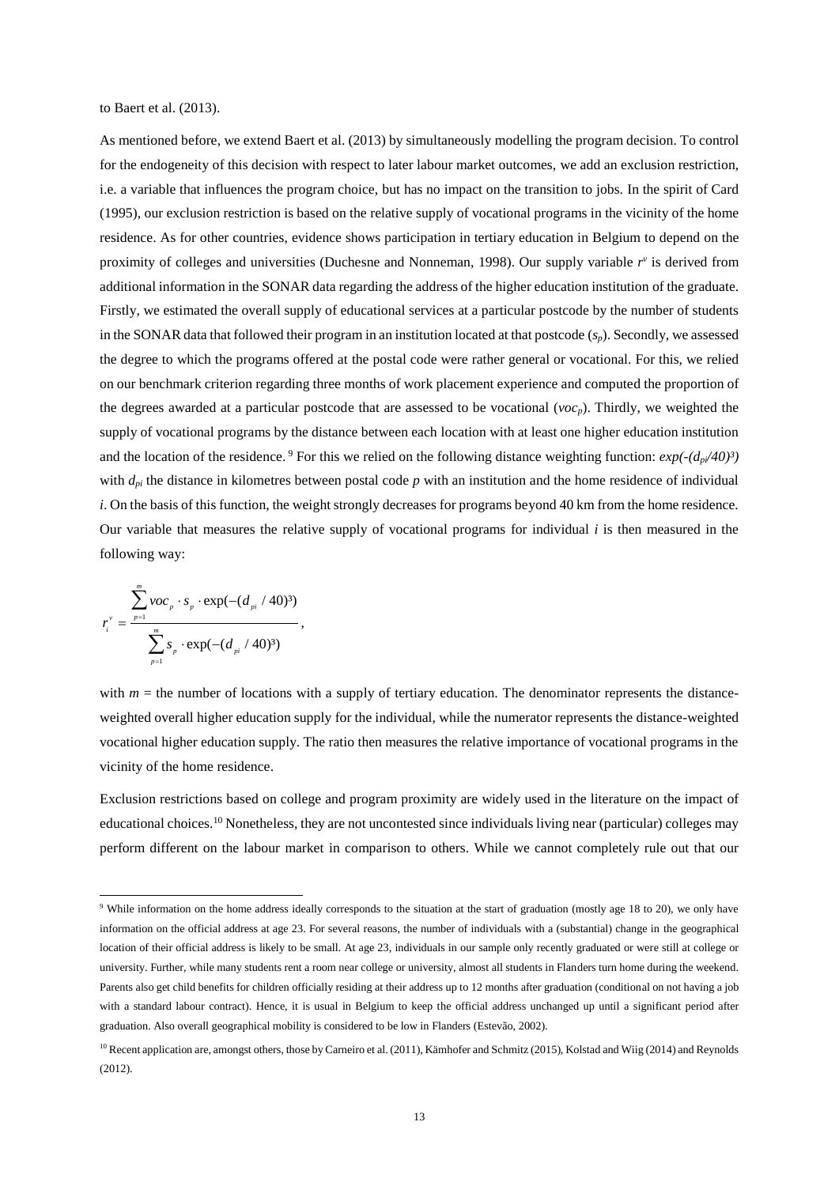to Baert et al. (2013).

As mentioned before, we extend Baert et al. (2013) by simultaneously modelling the program decision. To control for the endogeneity of this decision with respect to later labour market outcomes, we add an exclusion restriction, i.e. a variable that influences the program choice, but has no impact on the transition to jobs. In the spirit of Card (1995), our exclusion restriction is based on the relative supply of vocational programs in the vicinity of the home residence. As for other countries, evidence shows participation in tertiary education in Belgium to depend on the proximity of colleges and universities (Duchesne and Nonneman, 1998). Our supply variable $r^v$ is derived from additional information in the SONAR data regarding the address of the higher education institution of the graduate. Firstly, we estimated the overall supply of educational services at a particular postcode by the number of students in the SONAR data that followed their program in an institution located at that postcode ($s_p$). Secondly, we assessed the degree to which the programs offered at the postal code were rather general or vocational. For this, we relied on our benchmark criterion regarding three months of work placement experience and computed the proportion of the degrees awarded at a particular postcode that are assessed to be vocational ($voc_p$). Thirdly, we weighted the supply of vocational programs by the distance between each location with at least one higher education institution and the location of the residence.[9] For this we relied on the following distance weighting function: $exp(-(d_{pi}/40)^3)$ with $d_{pi}$ the distance in kilometres between postal code $p$ with an institution and the home residence of individual $i$. On the basis of this function, the weight strongly decreases for programs beyond 40 km from the home residence. Our variable that measures the relative supply of vocational programs for individual $i$ is then measured in the following way:

$$r_i^v = \frac{\sum_{p=1}^{m} voc_p \cdot s_p \cdot \exp(-(d_{pi}/40)^3)}{\sum_{p=1}^{m} s_p \cdot \exp(-(d_{pi}/40)^3)},$$

with $m$ = the number of locations with a supply of tertiary education. The denominator represents the distance-weighted overall higher education supply for the individual, while the numerator represents the distance-weighted vocational higher education supply. The ratio then measures the relative importance of vocational programs in the vicinity of the home residence.

Exclusion restrictions based on college and program proximity are widely used in the literature on the impact of educational choices.[10] Nonetheless, they are not uncontested since individuals living near (particular) colleges may perform different on the labour market in comparison to others. While we cannot completely rule out that our

[9] While information on the home address ideally corresponds to the situation at the start of graduation (mostly age 18 to 20), we only have information on the official address at age 23. For several reasons, the number of individuals with a (substantial) change in the geographical location of their official address is likely to be small. At age 23, individuals in our sample only recently graduated or were still at college or university. Further, while many students rent a room near college or university, almost all students in Flanders turn home during the weekend. Parents also get child benefits for children officially residing at their address up to 12 months after graduation (conditional on not having a job with a standard labour contract). Hence, it is usual in Belgium to keep the official address unchanged up until a significant period after graduation. Also overall geographical mobility is considered to be low in Flanders (Estevão, 2002).

[10] Recent application are, amongst others, those by Carneiro et al. (2011), Kämhofer and Schmitz (2015), Kolstad and Wiig (2014) and Reynolds (2012).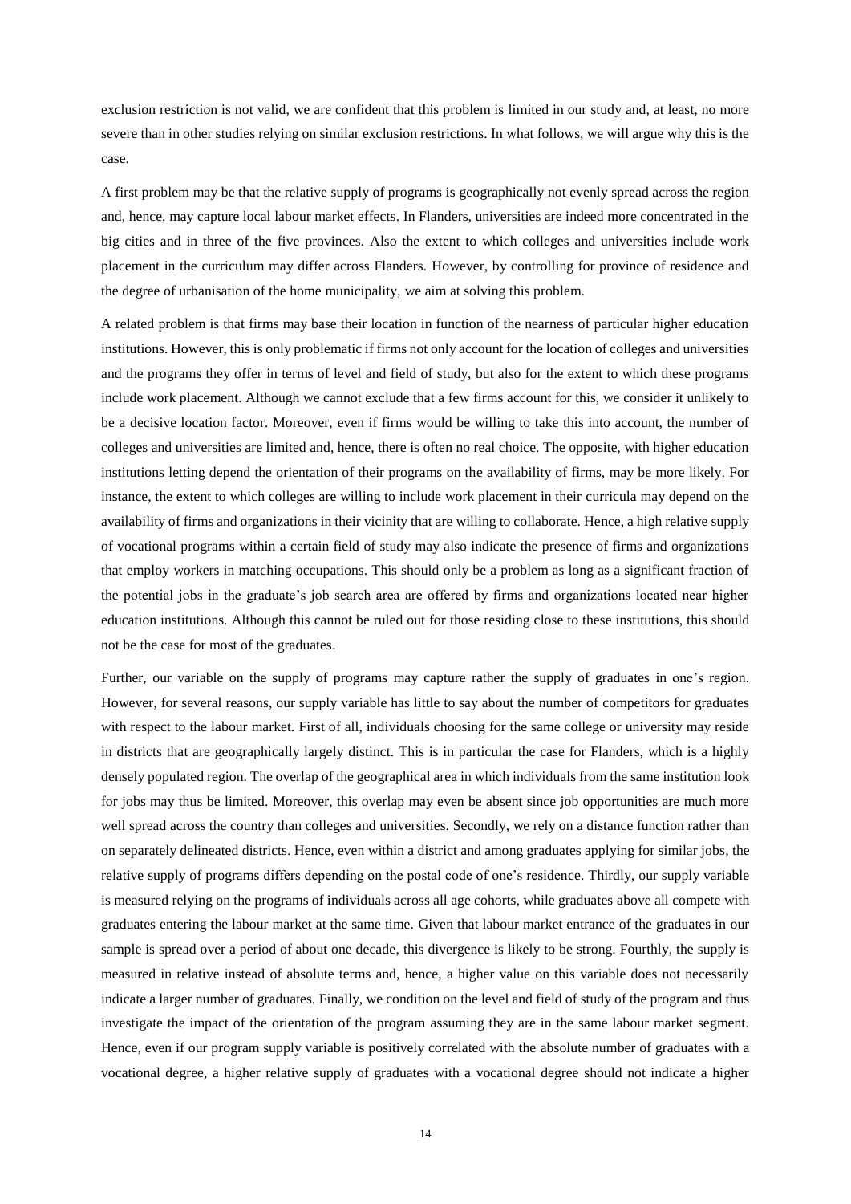exclusion restriction is not valid, we are confident that this problem is limited in our study and, at least, no more severe than in other studies relying on similar exclusion restrictions. In what follows, we will argue why this is the case.

A first problem may be that the relative supply of programs is geographically not evenly spread across the region and, hence, may capture local labour market effects. In Flanders, universities are indeed more concentrated in the big cities and in three of the five provinces. Also the extent to which colleges and universities include work placement in the curriculum may differ across Flanders. However, by controlling for province of residence and the degree of urbanisation of the home municipality, we aim at solving this problem.

A related problem is that firms may base their location in function of the nearness of particular higher education institutions. However, this is only problematic if firms not only account for the location of colleges and universities and the programs they offer in terms of level and field of study, but also for the extent to which these programs include work placement. Although we cannot exclude that a few firms account for this, we consider it unlikely to be a decisive location factor. Moreover, even if firms would be willing to take this into account, the number of colleges and universities are limited and, hence, there is often no real choice. The opposite, with higher education institutions letting depend the orientation of their programs on the availability of firms, may be more likely. For instance, the extent to which colleges are willing to include work placement in their curricula may depend on the availability of firms and organizations in their vicinity that are willing to collaborate. Hence, a high relative supply of vocational programs within a certain field of study may also indicate the presence of firms and organizations that employ workers in matching occupations. This should only be a problem as long as a significant fraction of the potential jobs in the graduate's job search area are offered by firms and organizations located near higher education institutions. Although this cannot be ruled out for those residing close to these institutions, this should not be the case for most of the graduates.

Further, our variable on the supply of programs may capture rather the supply of graduates in one's region. However, for several reasons, our supply variable has little to say about the number of competitors for graduates with respect to the labour market. First of all, individuals choosing for the same college or university may reside in districts that are geographically largely distinct. This is in particular the case for Flanders, which is a highly densely populated region. The overlap of the geographical area in which individuals from the same institution look for jobs may thus be limited. Moreover, this overlap may even be absent since job opportunities are much more well spread across the country than colleges and universities. Secondly, we rely on a distance function rather than on separately delineated districts. Hence, even within a district and among graduates applying for similar jobs, the relative supply of programs differs depending on the postal code of one's residence. Thirdly, our supply variable is measured relying on the programs of individuals across all age cohorts, while graduates above all compete with graduates entering the labour market at the same time. Given that labour market entrance of the graduates in our sample is spread over a period of about one decade, this divergence is likely to be strong. Fourthly, the supply is measured in relative instead of absolute terms and, hence, a higher value on this variable does not necessarily indicate a larger number of graduates. Finally, we condition on the level and field of study of the program and thus investigate the impact of the orientation of the program assuming they are in the same labour market segment. Hence, even if our program supply variable is positively correlated with the absolute number of graduates with a vocational degree, a higher relative supply of graduates with a vocational degree should not indicate a higher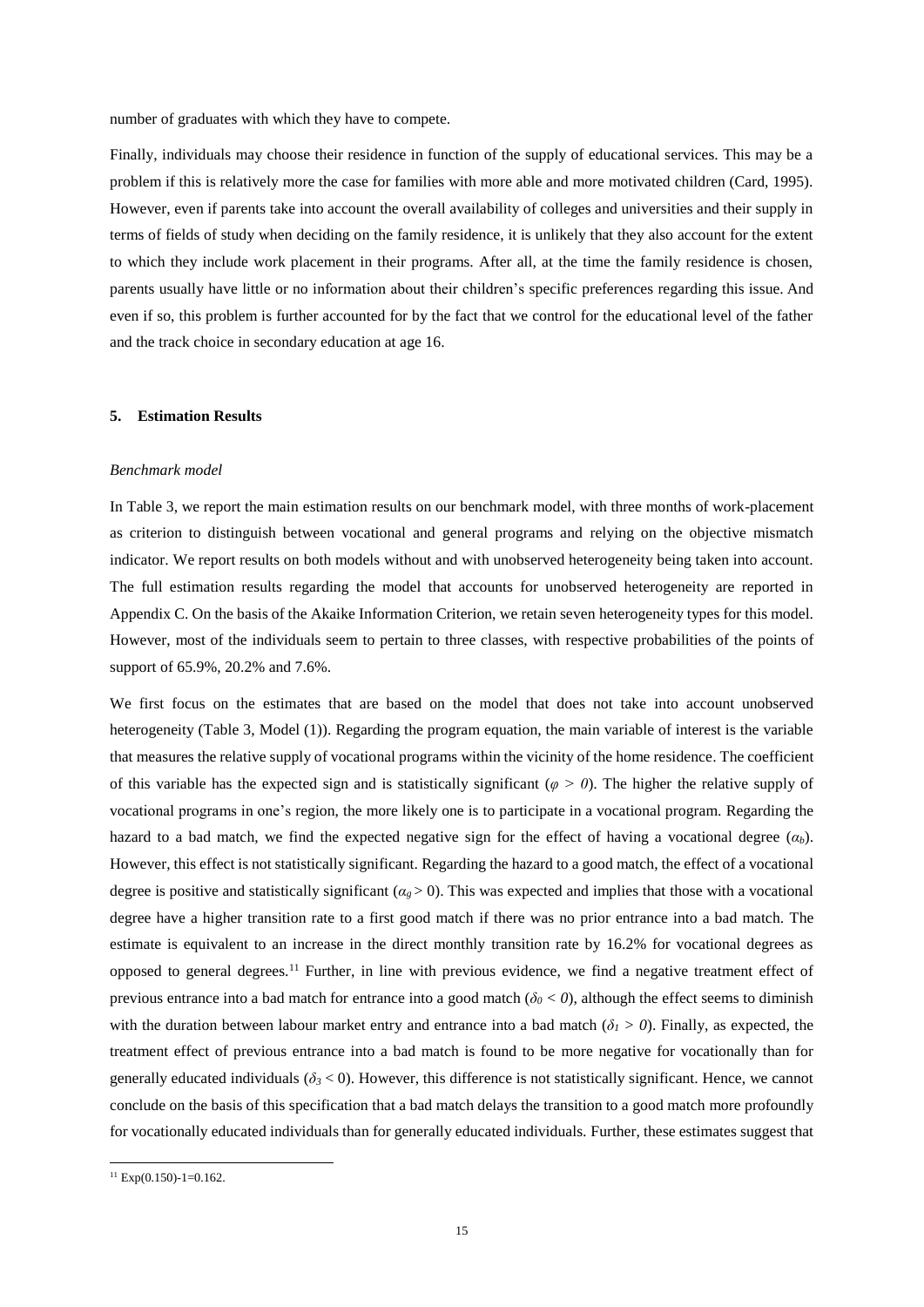number of graduates with which they have to compete.

Finally, individuals may choose their residence in function of the supply of educational services. This may be a problem if this is relatively more the case for families with more able and more motivated children (Card, 1995). However, even if parents take into account the overall availability of colleges and universities and their supply in terms of fields of study when deciding on the family residence, it is unlikely that they also account for the extent to which they include work placement in their programs. After all, at the time the family residence is chosen, parents usually have little or no information about their children's specific preferences regarding this issue. And even if so, this problem is further accounted for by the fact that we control for the educational level of the father and the track choice in secondary education at age 16.

## 5. Estimation Results

*Benchmark model*

In Table 3, we report the main estimation results on our benchmark model, with three months of work-placement as criterion to distinguish between vocational and general programs and relying on the objective mismatch indicator. We report results on both models without and with unobserved heterogeneity being taken into account. The full estimation results regarding the model that accounts for unobserved heterogeneity are reported in Appendix C. On the basis of the Akaike Information Criterion, we retain seven heterogeneity types for this model. However, most of the individuals seem to pertain to three classes, with respective probabilities of the points of support of 65.9%, 20.2% and 7.6%.

We first focus on the estimates that are based on the model that does not take into account unobserved heterogeneity (Table 3, Model (1)). Regarding the program equation, the main variable of interest is the variable that measures the relative supply of vocational programs within the vicinity of the home residence. The coefficient of this variable has the expected sign and is statistically significant ($\varphi > 0$). The higher the relative supply of vocational programs in one's region, the more likely one is to participate in a vocational program. Regarding the hazard to a bad match, we find the expected negative sign for the effect of having a vocational degree ($\alpha_b$). However, this effect is not statistically significant. Regarding the hazard to a good match, the effect of a vocational degree is positive and statistically significant ($\alpha_g > 0$). This was expected and implies that those with a vocational degree have a higher transition rate to a first good match if there was no prior entrance into a bad match. The estimate is equivalent to an increase in the direct monthly transition rate by 16.2% for vocational degrees as opposed to general degrees.[11] Further, in line with previous evidence, we find a negative treatment effect of previous entrance into a bad match for entrance into a good match ($\delta_0 < 0$), although the effect seems to diminish with the duration between labour market entry and entrance into a bad match ($\delta_1 > 0$). Finally, as expected, the treatment effect of previous entrance into a bad match is found to be more negative for vocationally than for generally educated individuals ($\delta_3 < 0$). However, this difference is not statistically significant. Hence, we cannot conclude on the basis of this specification that a bad match delays the transition to a good match more profoundly for vocationally educated individuals than for generally educated individuals. Further, these estimates suggest that

[11] Exp(0.150)-1=0.162.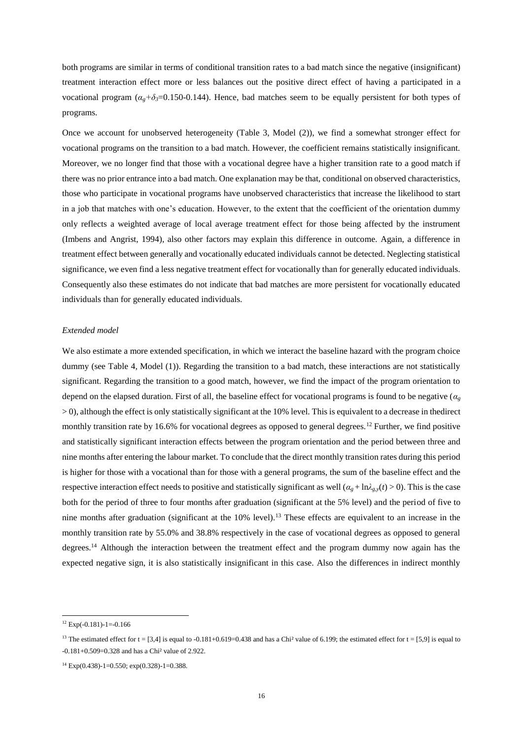both programs are similar in terms of conditional transition rates to a bad match since the negative (insignificant) treatment interaction effect more or less balances out the positive direct effect of having a participated in a vocational program ($\alpha_g+\delta_3$=0.150-0.144). Hence, bad matches seem to be equally persistent for both types of programs.

Once we account for unobserved heterogeneity (Table 3, Model (2)), we find a somewhat stronger effect for vocational programs on the transition to a bad match. However, the coefficient remains statistically insignificant. Moreover, we no longer find that those with a vocational degree have a higher transition rate to a good match if there was no prior entrance into a bad match. One explanation may be that, conditional on observed characteristics, those who participate in vocational programs have unobserved characteristics that increase the likelihood to start in a job that matches with one's education. However, to the extent that the coefficient of the orientation dummy only reflects a weighted average of local average treatment effect for those being affected by the instrument (Imbens and Angrist, 1994), also other factors may explain this difference in outcome. Again, a difference in treatment effect between generally and vocationally educated individuals cannot be detected. Neglecting statistical significance, we even find a less negative treatment effect for vocationally than for generally educated individuals. Consequently also these estimates do not indicate that bad matches are more persistent for vocationally educated individuals than for generally educated individuals.

*Extended model*

We also estimate a more extended specification, in which we interact the baseline hazard with the program choice dummy (see Table 4, Model (1)). Regarding the transition to a bad match, these interactions are not statistically significant. Regarding the transition to a good match, however, we find the impact of the program orientation to depend on the elapsed duration. First of all, the baseline effect for vocational programs is found to be negative ($\alpha_g > 0$), although the effect is only statistically significant at the 10% level. This is equivalent to a decrease in thedirect monthly transition rate by 16.6% for vocational degrees as opposed to general degrees.[12] Further, we find positive and statistically significant interaction effects between the program orientation and the period between three and nine months after entering the labour market. To conclude that the direct monthly transition rates during this period is higher for those with a vocational than for those with a general programs, the sum of the baseline effect and the respective interaction effect needs to positive and statistically significant as well ($\alpha_g + \ln\lambda_{g,y}(t) > 0$). This is the case both for the period of three to four months after graduation (significant at the 5% level) and the period of five to nine months after graduation (significant at the 10% level).[13] These effects are equivalent to an increase in the monthly transition rate by 55.0% and 38.8% respectively in the case of vocational degrees as opposed to general degrees.[14] Although the interaction between the treatment effect and the program dummy now again has the expected negative sign, it is also statistically insignificant in this case. Also the differences in indirect monthly

---

[12] Exp(-0.181)-1=-0.166

[13] The estimated effect for t = [3,4] is equal to -0.181+0.619=0.438 and has a Chi² value of 6.199; the estimated effect for t = [5,9] is equal to -0.181+0.509=0.328 and has a Chi² value of 2.922.

[14] Exp(0.438)-1=0.550; exp(0.328)-1=0.388.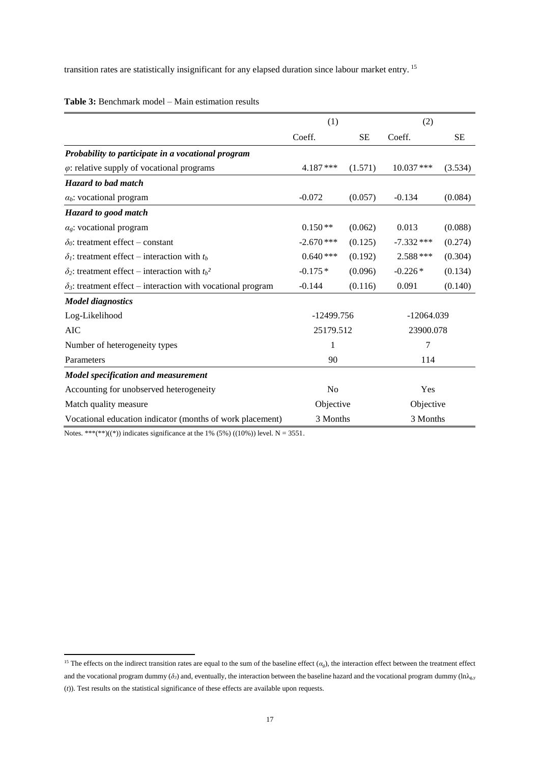transition rates are statistically insignificant for any elapsed duration since labour market entry.[15]

**Table 3:** Benchmark model – Main estimation results

| | (1) | | (2) | |
|---|---|---|---|---|
| | Coeff. | SE | Coeff. | SE |
| ***Probability to participate in a vocational program*** | | | | |
| $\varphi$: relative supply of vocational programs | 4.187 *** | (1.571) | 10.037 *** | (3.534) |
| ***Hazard to bad match*** | | | | |
| $\alpha_b$: vocational program | -0.072 | (0.057) | -0.134 | (0.084) |
| ***Hazard to good match*** | | | | |
| $\alpha_g$: vocational program | 0.150 ** | (0.062) | 0.013 | (0.088) |
| $\delta_0$: treatment effect – constant | -2.670 *** | (0.125) | -7.332 *** | (0.274) |
| $\delta_1$: treatment effect – interaction with $t_b$ | 0.640 *** | (0.192) | 2.588 *** | (0.304) |
| $\delta_2$: treatment effect – interaction with $t_b^2$ | -0.175 * | (0.096) | -0.226 * | (0.134) |
| $\delta_3$: treatment effect – interaction with vocational program | -0.144 | (0.116) | 0.091 | (0.140) |
| ***Model diagnostics*** | | | | |
| Log-Likelihood | -12499.756 | | -12064.039 | |
| AIC | 25179.512 | | 23900.078 | |
| Number of heterogeneity types | 1 | | 7 | |
| Parameters | 90 | | 114 | |
| ***Model specification and measurement*** | | | | |
| Accounting for unobserved heterogeneity | No | | Yes | |
| Match quality measure | Objective | | Objective | |
| Vocational education indicator (months of work placement) | 3 Months | | 3 Months | |

Notes. ***(**)((*)) indicates significance at the 1% (5%) ((10%)) level. N = 3551.

[15] The effects on the indirect transition rates are equal to the sum of the baseline effect ($\alpha_g$), the interaction effect between the treatment effect and the vocational program dummy ($\delta_3$) and, eventually, the interaction between the baseline hazard and the vocational program dummy ($\ln\lambda_{g,y}(t)$). Test results on the statistical significance of these effects are available upon requests.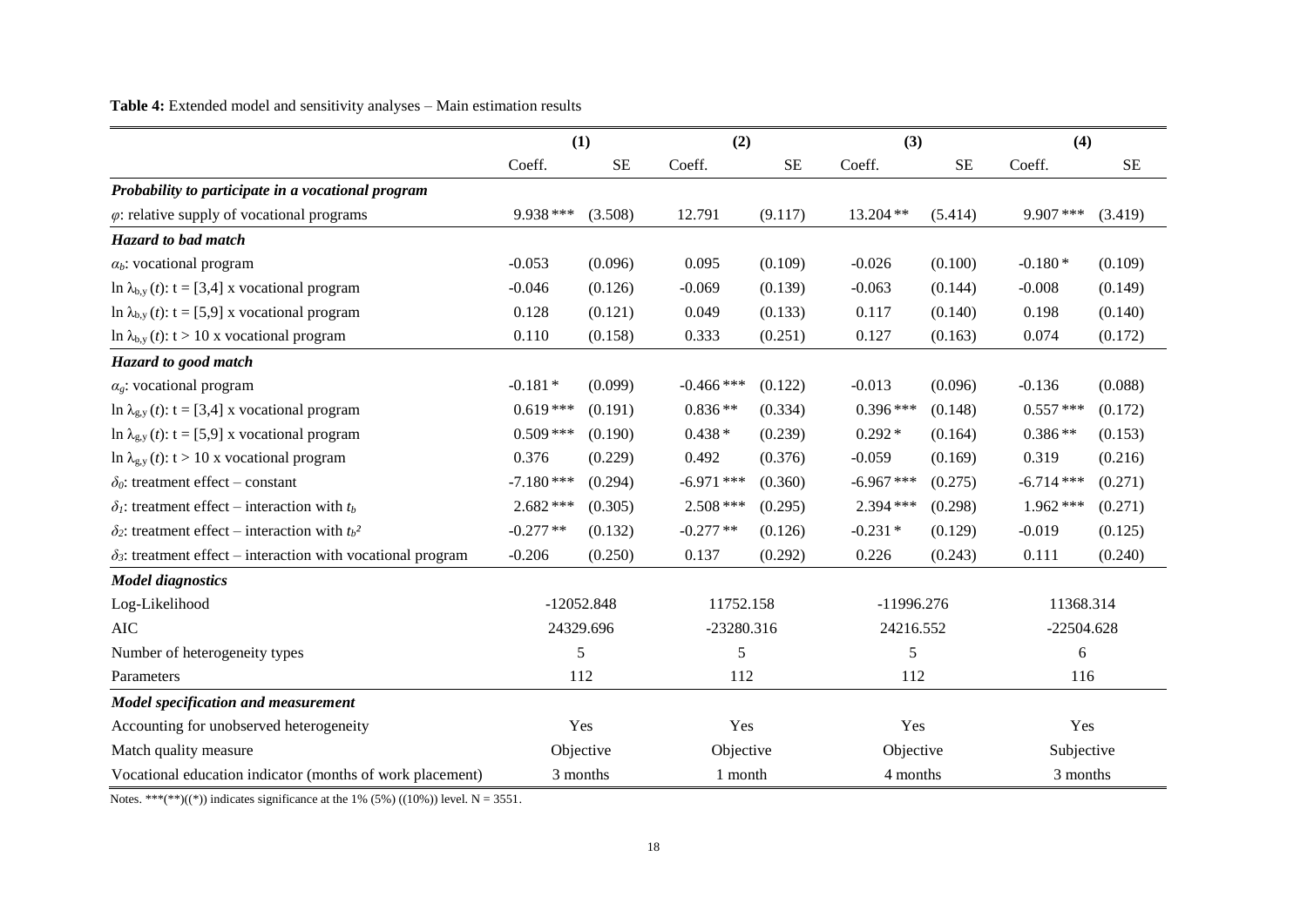**Table 4:** Extended model and sensitivity analyses – Main estimation results

| | (1) | | (2) | | (3) | | (4) | |
|---|---|---|---|---|---|---|---|---|
| | Coeff. | SE | Coeff. | SE | Coeff. | SE | Coeff. | SE |
| ***Probability to participate in a vocational program*** | | | | | | | | |
| $\varphi$: relative supply of vocational programs | 9.938 *** | (3.508) | 12.791 | (9.117) | 13.204 ** | (5.414) | 9.907 *** | (3.419) |
| ***Hazard to bad match*** | | | | | | | | |
| $\alpha_b$: vocational program | -0.053 | (0.096) | 0.095 | (0.109) | -0.026 | (0.100) | -0.180 * | (0.109) |
| $\ln \lambda_{b,y}(t)$: t = [3,4] x vocational program | -0.046 | (0.126) | -0.069 | (0.139) | -0.063 | (0.144) | -0.008 | (0.149) |
| $\ln \lambda_{b,y}(t)$: t = [5,9] x vocational program | 0.128 | (0.121) | 0.049 | (0.133) | 0.117 | (0.140) | 0.198 | (0.140) |
| $\ln \lambda_{b,y}(t)$: t > 10 x vocational program | 0.110 | (0.158) | 0.333 | (0.251) | 0.127 | (0.163) | 0.074 | (0.172) |
| ***Hazard to good match*** | | | | | | | | |
| $\alpha_g$: vocational program | -0.181 * | (0.099) | -0.466 *** | (0.122) | -0.013 | (0.096) | -0.136 | (0.088) |
| $\ln \lambda_{g,y}(t)$: t = [3,4] x vocational program | 0.619 *** | (0.191) | 0.836 ** | (0.334) | 0.396 *** | (0.148) | 0.557 *** | (0.172) |
| $\ln \lambda_{g,y}(t)$: t = [5,9] x vocational program | 0.509 *** | (0.190) | 0.438 * | (0.239) | 0.292 * | (0.164) | 0.386 ** | (0.153) |
| $\ln \lambda_{g,y}(t)$: t > 10 x vocational program | 0.376 | (0.229) | 0.492 | (0.376) | -0.059 | (0.169) | 0.319 | (0.216) |
| $\delta_0$: treatment effect – constant | -7.180 *** | (0.294) | -6.971 *** | (0.360) | -6.967 *** | (0.275) | -6.714 *** | (0.271) |
| $\delta_1$: treatment effect – interaction with $t_b$ | 2.682 *** | (0.305) | 2.508 *** | (0.295) | 2.394 *** | (0.298) | 1.962 *** | (0.271) |
| $\delta_2$: treatment effect – interaction with $t_b^2$ | -0.277 ** | (0.132) | -0.277 ** | (0.126) | -0.231 * | (0.129) | -0.019 | (0.125) |
| $\delta_3$: treatment effect – interaction with vocational program | -0.206 | (0.250) | 0.137 | (0.292) | 0.226 | (0.243) | 0.111 | (0.240) |
| ***Model diagnostics*** | | | | | | | | |
| Log-Likelihood | -12052.848 | | 11752.158 | | -11996.276 | | 11368.314 | |
| AIC | 24329.696 | | -23280.316 | | 24216.552 | | -22504.628 | |
| Number of heterogeneity types | 5 | | 5 | | 5 | | 6 | |
| Parameters | 112 | | 112 | | 112 | | 116 | |
| ***Model specification and measurement*** | | | | | | | | |
| Accounting for unobserved heterogeneity | Yes | | Yes | | Yes | | Yes | |
| Match quality measure | Objective | | Objective | | Objective | | Subjective | |
| Vocational education indicator (months of work placement) | 3 months | | 1 month | | 4 months | | 3 months | |

Notes. ***(**)((*)) indicates significance at the 1% (5%) ((10%)) level. N = 3551.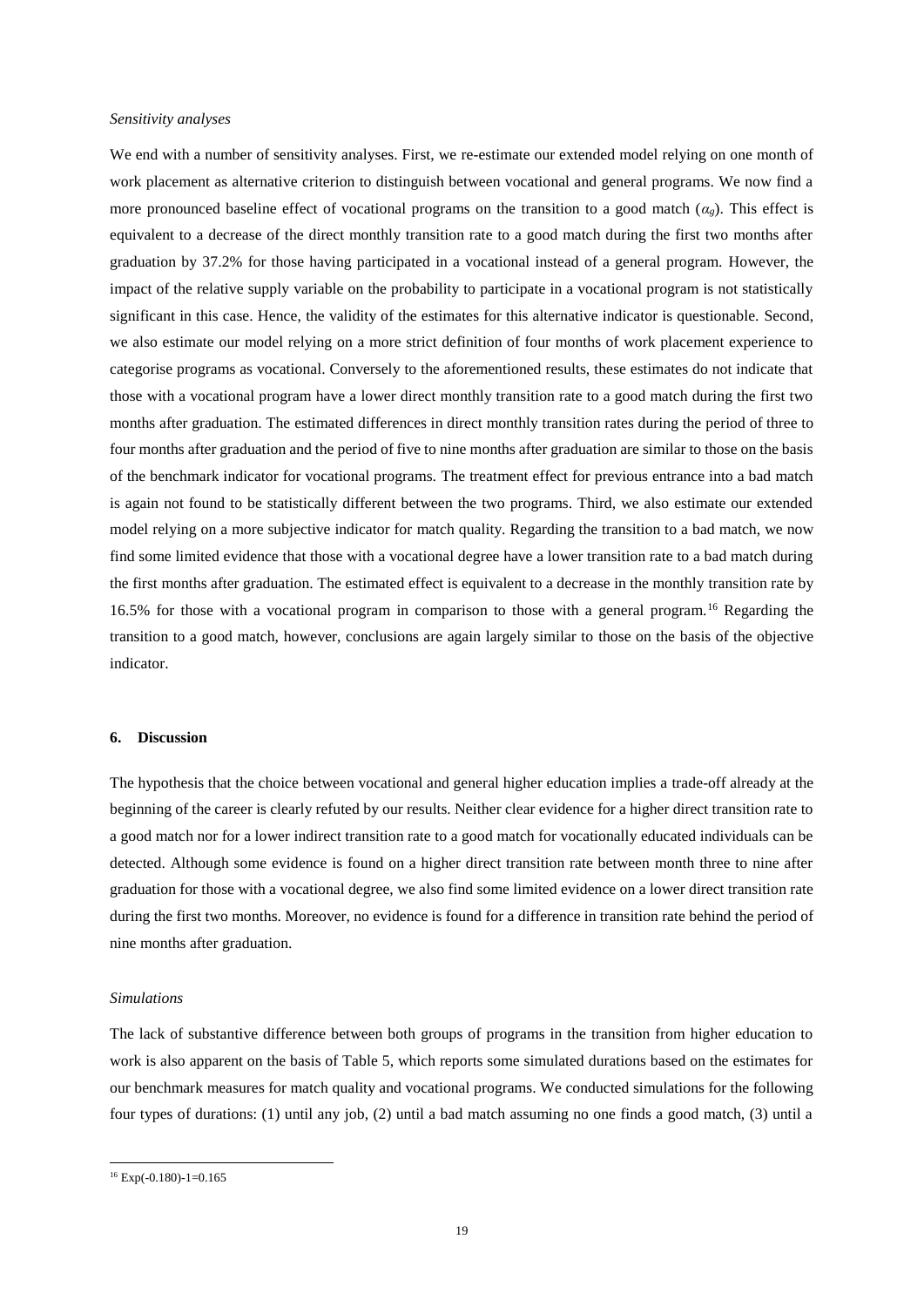*Sensitivity analyses*

We end with a number of sensitivity analyses. First, we re-estimate our extended model relying on one month of work placement as alternative criterion to distinguish between vocational and general programs. We now find a more pronounced baseline effect of vocational programs on the transition to a good match ($\alpha_g$). This effect is equivalent to a decrease of the direct monthly transition rate to a good match during the first two months after graduation by 37.2% for those having participated in a vocational instead of a general program. However, the impact of the relative supply variable on the probability to participate in a vocational program is not statistically significant in this case. Hence, the validity of the estimates for this alternative indicator is questionable. Second, we also estimate our model relying on a more strict definition of four months of work placement experience to categorise programs as vocational. Conversely to the aforementioned results, these estimates do not indicate that those with a vocational program have a lower direct monthly transition rate to a good match during the first two months after graduation. The estimated differences in direct monthly transition rates during the period of three to four months after graduation and the period of five to nine months after graduation are similar to those on the basis of the benchmark indicator for vocational programs. The treatment effect for previous entrance into a bad match is again not found to be statistically different between the two programs. Third, we also estimate our extended model relying on a more subjective indicator for match quality. Regarding the transition to a bad match, we now find some limited evidence that those with a vocational degree have a lower transition rate to a bad match during the first months after graduation. The estimated effect is equivalent to a decrease in the monthly transition rate by 16.5% for those with a vocational program in comparison to those with a general program.[16] Regarding the transition to a good match, however, conclusions are again largely similar to those on the basis of the objective indicator.

## 6. Discussion

The hypothesis that the choice between vocational and general higher education implies a trade-off already at the beginning of the career is clearly refuted by our results. Neither clear evidence for a higher direct transition rate to a good match nor for a lower indirect transition rate to a good match for vocationally educated individuals can be detected. Although some evidence is found on a higher direct transition rate between month three to nine after graduation for those with a vocational degree, we also find some limited evidence on a lower direct transition rate during the first two months. Moreover, no evidence is found for a difference in transition rate behind the period of nine months after graduation.

*Simulations*

The lack of substantive difference between both groups of programs in the transition from higher education to work is also apparent on the basis of Table 5, which reports some simulated durations based on the estimates for our benchmark measures for match quality and vocational programs. We conducted simulations for the following four types of durations: (1) until any job, (2) until a bad match assuming no one finds a good match, (3) until a

[16] $\text{Exp}(-0.180)-1=0.165$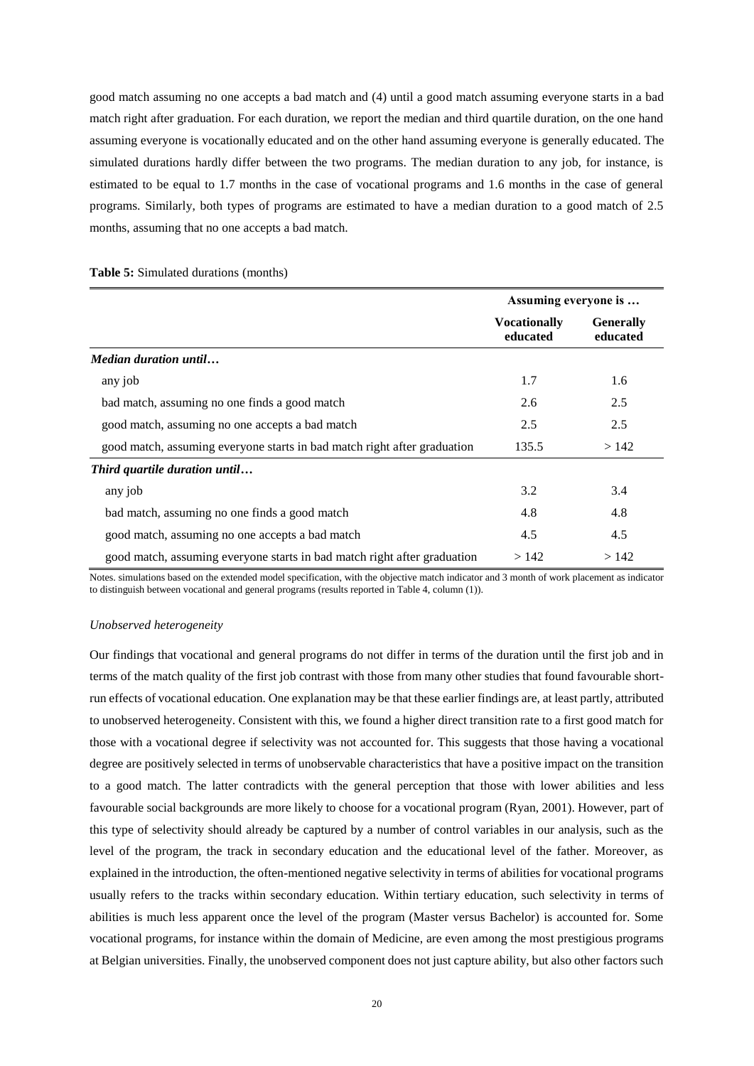good match assuming no one accepts a bad match and (4) until a good match assuming everyone starts in a bad match right after graduation. For each duration, we report the median and third quartile duration, on the one hand assuming everyone is vocationally educated and on the other hand assuming everyone is generally educated. The simulated durations hardly differ between the two programs. The median duration to any job, for instance, is estimated to be equal to 1.7 months in the case of vocational programs and 1.6 months in the case of general programs. Similarly, both types of programs are estimated to have a median duration to a good match of 2.5 months, assuming that no one accepts a bad match.

**Table 5:** Simulated durations (months)

| | Assuming everyone is … | |
|---|---|---|
| | **Vocationally educated** | **Generally educated** |
| ***Median duration until…*** | | |
| any job | 1.7 | 1.6 |
| bad match, assuming no one finds a good match | 2.6 | 2.5 |
| good match, assuming no one accepts a bad match | 2.5 | 2.5 |
| good match, assuming everyone starts in bad match right after graduation | 135.5 | > 142 |
| ***Third quartile duration until…*** | | |
| any job | 3.2 | 3.4 |
| bad match, assuming no one finds a good match | 4.8 | 4.8 |
| good match, assuming no one accepts a bad match | 4.5 | 4.5 |
| good match, assuming everyone starts in bad match right after graduation | > 142 | > 142 |

Notes. simulations based on the extended model specification, with the objective match indicator and 3 month of work placement as indicator to distinguish between vocational and general programs (results reported in Table 4, column (1)).

*Unobserved heterogeneity*

Our findings that vocational and general programs do not differ in terms of the duration until the first job and in terms of the match quality of the first job contrast with those from many other studies that found favourable short-run effects of vocational education. One explanation may be that these earlier findings are, at least partly, attributed to unobserved heterogeneity. Consistent with this, we found a higher direct transition rate to a first good match for those with a vocational degree if selectivity was not accounted for. This suggests that those having a vocational degree are positively selected in terms of unobservable characteristics that have a positive impact on the transition to a good match. The latter contradicts with the general perception that those with lower abilities and less favourable social backgrounds are more likely to choose for a vocational program (Ryan, 2001). However, part of this type of selectivity should already be captured by a number of control variables in our analysis, such as the level of the program, the track in secondary education and the educational level of the father. Moreover, as explained in the introduction, the often-mentioned negative selectivity in terms of abilities for vocational programs usually refers to the tracks within secondary education. Within tertiary education, such selectivity in terms of abilities is much less apparent once the level of the program (Master versus Bachelor) is accounted for. Some vocational programs, for instance within the domain of Medicine, are even among the most prestigious programs at Belgian universities. Finally, the unobserved component does not just capture ability, but also other factors such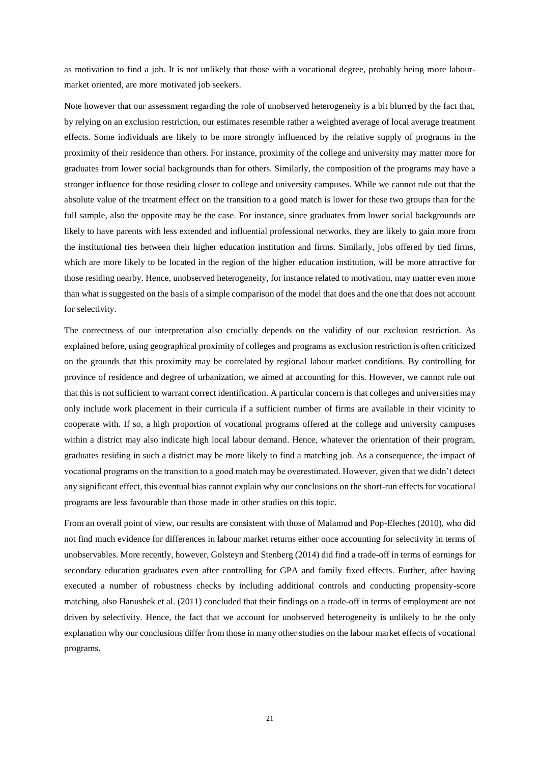as motivation to find a job. It is not unlikely that those with a vocational degree, probably being more labour-market oriented, are more motivated job seekers.

Note however that our assessment regarding the role of unobserved heterogeneity is a bit blurred by the fact that, by relying on an exclusion restriction, our estimates resemble rather a weighted average of local average treatment effects. Some individuals are likely to be more strongly influenced by the relative supply of programs in the proximity of their residence than others. For instance, proximity of the college and university may matter more for graduates from lower social backgrounds than for others. Similarly, the composition of the programs may have a stronger influence for those residing closer to college and university campuses. While we cannot rule out that the absolute value of the treatment effect on the transition to a good match is lower for these two groups than for the full sample, also the opposite may be the case. For instance, since graduates from lower social backgrounds are likely to have parents with less extended and influential professional networks, they are likely to gain more from the institutional ties between their higher education institution and firms. Similarly, jobs offered by tied firms, which are more likely to be located in the region of the higher education institution, will be more attractive for those residing nearby. Hence, unobserved heterogeneity, for instance related to motivation, may matter even more than what is suggested on the basis of a simple comparison of the model that does and the one that does not account for selectivity.

The correctness of our interpretation also crucially depends on the validity of our exclusion restriction. As explained before, using geographical proximity of colleges and programs as exclusion restriction is often criticized on the grounds that this proximity may be correlated by regional labour market conditions. By controlling for province of residence and degree of urbanization, we aimed at accounting for this. However, we cannot rule out that this is not sufficient to warrant correct identification. A particular concern is that colleges and universities may only include work placement in their curricula if a sufficient number of firms are available in their vicinity to cooperate with. If so, a high proportion of vocational programs offered at the college and university campuses within a district may also indicate high local labour demand. Hence, whatever the orientation of their program, graduates residing in such a district may be more likely to find a matching job. As a consequence, the impact of vocational programs on the transition to a good match may be overestimated. However, given that we didn't detect any significant effect, this eventual bias cannot explain why our conclusions on the short-run effects for vocational programs are less favourable than those made in other studies on this topic.

From an overall point of view, our results are consistent with those of Malamud and Pop-Eleches (2010), who did not find much evidence for differences in labour market returns either once accounting for selectivity in terms of unobservables. More recently, however, Golsteyn and Stenberg (2014) did find a trade-off in terms of earnings for secondary education graduates even after controlling for GPA and family fixed effects. Further, after having executed a number of robustness checks by including additional controls and conducting propensity-score matching, also Hanushek et al. (2011) concluded that their findings on a trade-off in terms of employment are not driven by selectivity. Hence, the fact that we account for unobserved heterogeneity is unlikely to be the only explanation why our conclusions differ from those in many other studies on the labour market effects of vocational programs.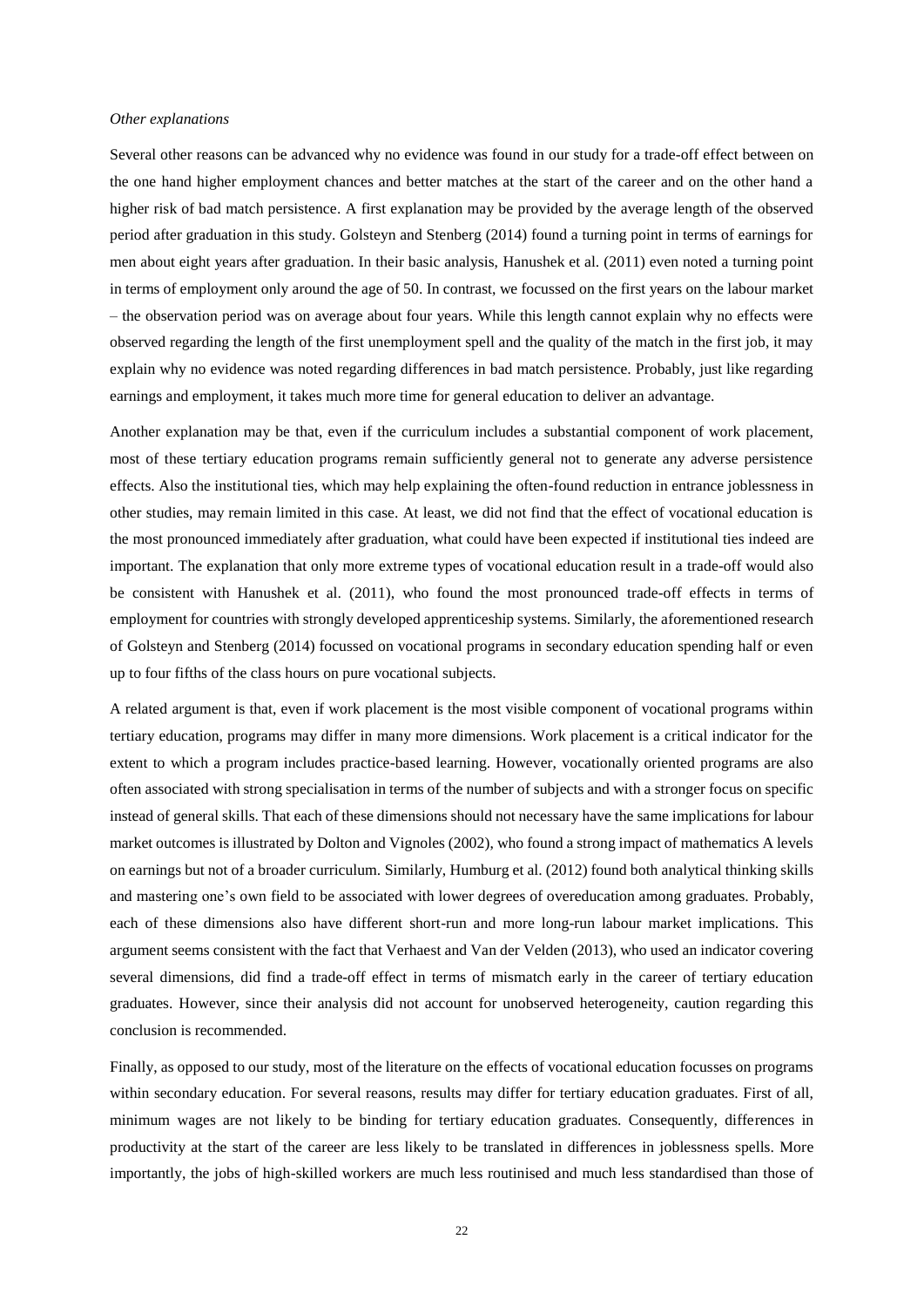*Other explanations*

Several other reasons can be advanced why no evidence was found in our study for a trade-off effect between on the one hand higher employment chances and better matches at the start of the career and on the other hand a higher risk of bad match persistence. A first explanation may be provided by the average length of the observed period after graduation in this study. Golsteyn and Stenberg (2014) found a turning point in terms of earnings for men about eight years after graduation. In their basic analysis, Hanushek et al. (2011) even noted a turning point in terms of employment only around the age of 50. In contrast, we focussed on the first years on the labour market – the observation period was on average about four years. While this length cannot explain why no effects were observed regarding the length of the first unemployment spell and the quality of the match in the first job, it may explain why no evidence was noted regarding differences in bad match persistence. Probably, just like regarding earnings and employment, it takes much more time for general education to deliver an advantage.

Another explanation may be that, even if the curriculum includes a substantial component of work placement, most of these tertiary education programs remain sufficiently general not to generate any adverse persistence effects. Also the institutional ties, which may help explaining the often-found reduction in entrance joblessness in other studies, may remain limited in this case. At least, we did not find that the effect of vocational education is the most pronounced immediately after graduation, what could have been expected if institutional ties indeed are important. The explanation that only more extreme types of vocational education result in a trade-off would also be consistent with Hanushek et al. (2011), who found the most pronounced trade-off effects in terms of employment for countries with strongly developed apprenticeship systems. Similarly, the aforementioned research of Golsteyn and Stenberg (2014) focussed on vocational programs in secondary education spending half or even up to four fifths of the class hours on pure vocational subjects.

A related argument is that, even if work placement is the most visible component of vocational programs within tertiary education, programs may differ in many more dimensions. Work placement is a critical indicator for the extent to which a program includes practice-based learning. However, vocationally oriented programs are also often associated with strong specialisation in terms of the number of subjects and with a stronger focus on specific instead of general skills. That each of these dimensions should not necessary have the same implications for labour market outcomes is illustrated by Dolton and Vignoles (2002), who found a strong impact of mathematics A levels on earnings but not of a broader curriculum. Similarly, Humburg et al. (2012) found both analytical thinking skills and mastering one's own field to be associated with lower degrees of overeducation among graduates. Probably, each of these dimensions also have different short-run and more long-run labour market implications. This argument seems consistent with the fact that Verhaest and Van der Velden (2013), who used an indicator covering several dimensions, did find a trade-off effect in terms of mismatch early in the career of tertiary education graduates. However, since their analysis did not account for unobserved heterogeneity, caution regarding this conclusion is recommended.

Finally, as opposed to our study, most of the literature on the effects of vocational education focusses on programs within secondary education. For several reasons, results may differ for tertiary education graduates. First of all, minimum wages are not likely to be binding for tertiary education graduates. Consequently, differences in productivity at the start of the career are less likely to be translated in differences in joblessness spells. More importantly, the jobs of high-skilled workers are much less routinised and much less standardised than those of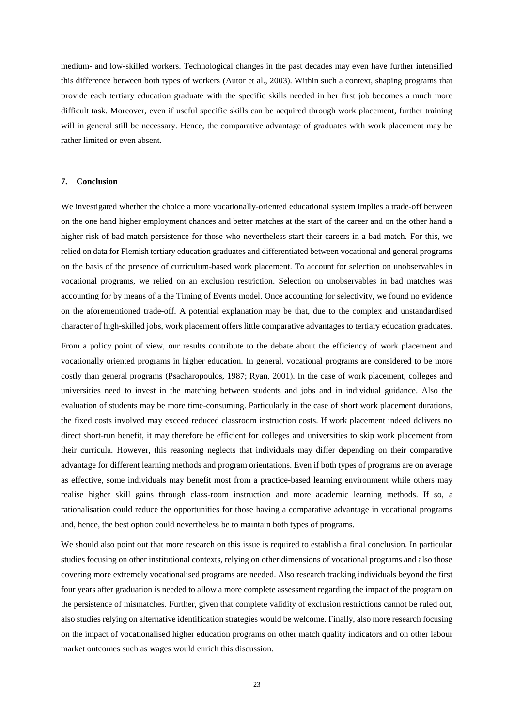medium- and low-skilled workers. Technological changes in the past decades may even have further intensified this difference between both types of workers (Autor et al., 2003). Within such a context, shaping programs that provide each tertiary education graduate with the specific skills needed in her first job becomes a much more difficult task. Moreover, even if useful specific skills can be acquired through work placement, further training will in general still be necessary. Hence, the comparative advantage of graduates with work placement may be rather limited or even absent.

## 7. Conclusion

We investigated whether the choice a more vocationally-oriented educational system implies a trade-off between on the one hand higher employment chances and better matches at the start of the career and on the other hand a higher risk of bad match persistence for those who nevertheless start their careers in a bad match. For this, we relied on data for Flemish tertiary education graduates and differentiated between vocational and general programs on the basis of the presence of curriculum-based work placement. To account for selection on unobservables in vocational programs, we relied on an exclusion restriction. Selection on unobservables in bad matches was accounting for by means of a the Timing of Events model. Once accounting for selectivity, we found no evidence on the aforementioned trade-off. A potential explanation may be that, due to the complex and unstandardised character of high-skilled jobs, work placement offers little comparative advantages to tertiary education graduates.

From a policy point of view, our results contribute to the debate about the efficiency of work placement and vocationally oriented programs in higher education. In general, vocational programs are considered to be more costly than general programs (Psacharopoulos, 1987; Ryan, 2001). In the case of work placement, colleges and universities need to invest in the matching between students and jobs and in individual guidance. Also the evaluation of students may be more time-consuming. Particularly in the case of short work placement durations, the fixed costs involved may exceed reduced classroom instruction costs. If work placement indeed delivers no direct short-run benefit, it may therefore be efficient for colleges and universities to skip work placement from their curricula. However, this reasoning neglects that individuals may differ depending on their comparative advantage for different learning methods and program orientations. Even if both types of programs are on average as effective, some individuals may benefit most from a practice-based learning environment while others may realise higher skill gains through class-room instruction and more academic learning methods. If so, a rationalisation could reduce the opportunities for those having a comparative advantage in vocational programs and, hence, the best option could nevertheless be to maintain both types of programs.

We should also point out that more research on this issue is required to establish a final conclusion. In particular studies focusing on other institutional contexts, relying on other dimensions of vocational programs and also those covering more extremely vocationalised programs are needed. Also research tracking individuals beyond the first four years after graduation is needed to allow a more complete assessment regarding the impact of the program on the persistence of mismatches. Further, given that complete validity of exclusion restrictions cannot be ruled out, also studies relying on alternative identification strategies would be welcome. Finally, also more research focusing on the impact of vocationalised higher education programs on other match quality indicators and on other labour market outcomes such as wages would enrich this discussion.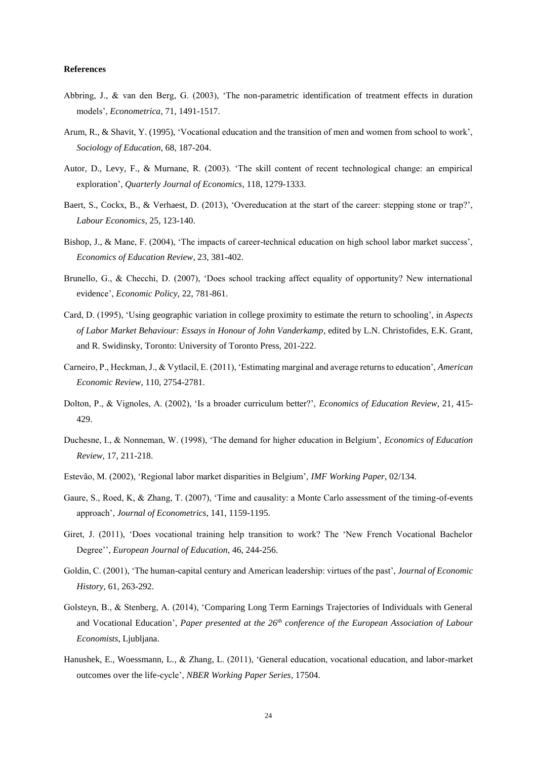**References**

Abbring, J., & van den Berg, G. (2003), 'The non-parametric identification of treatment effects in duration models', *Econometrica*, 71, 1491-1517.

Arum, R., & Shavit, Y. (1995), 'Vocational education and the transition of men and women from school to work', *Sociology of Education*, 68, 187-204.

Autor, D., Levy, F., & Murnane, R. (2003). 'The skill content of recent technological change: an empirical exploration', *Quarterly Journal of Economics*, 118, 1279-1333.

Baert, S., Cockx, B., & Verhaest, D. (2013), 'Overeducation at the start of the career: stepping stone or trap?', *Labour Economics*, 25, 123-140.

Bishop, J., & Mane, F. (2004), 'The impacts of career-technical education on high school labor market success', *Economics of Education Review*, 23, 381-402.

Brunello, G., & Checchi, D. (2007), 'Does school tracking affect equality of opportunity? New international evidence', *Economic Policy*, 22, 781-861.

Card, D. (1995), 'Using geographic variation in college proximity to estimate the return to schooling', in *Aspects of Labor Market Behaviour: Essays in Honour of John Vanderkamp*, edited by L.N. Christofides, E.K. Grant, and R. Swidinsky, Toronto: University of Toronto Press, 201-222.

Carneiro, P., Heckman, J., & Vytlacil, E. (2011), 'Estimating marginal and average returns to education', *American Economic Review*, 110, 2754-2781.

Dolton, P., & Vignoles, A. (2002), 'Is a broader curriculum better?', *Economics of Education Review*, 21, 415-429.

Duchesne, I., & Nonneman, W. (1998), 'The demand for higher education in Belgium', *Economics of Education Review*, 17, 211-218.

Estevão, M. (2002), 'Regional labor market disparities in Belgium', *IMF Working Paper*, 02/134.

Gaure, S., Roed, K, & Zhang, T. (2007), 'Time and causality: a Monte Carlo assessment of the timing-of-events approach', *Journal of Econometrics*, 141, 1159-1195.

Giret, J. (2011), 'Does vocational training help transition to work? The 'New French Vocational Bachelor Degree'', *European Journal of Education*, 46, 244-256.

Goldin, C. (2001), 'The human-capital century and American leadership: virtues of the past', *Journal of Economic History*, 61, 263-292.

Golsteyn, B., & Stenberg, A. (2014), 'Comparing Long Term Earnings Trajectories of Individuals with General and Vocational Education', *Paper presented at the 26th conference of the European Association of Labour Economists*, Ljubljana.

Hanushek, E., Woessmann, L., & Zhang, L. (2011), 'General education, vocational education, and labor-market outcomes over the life-cycle', *NBER Working Paper Series*, 17504.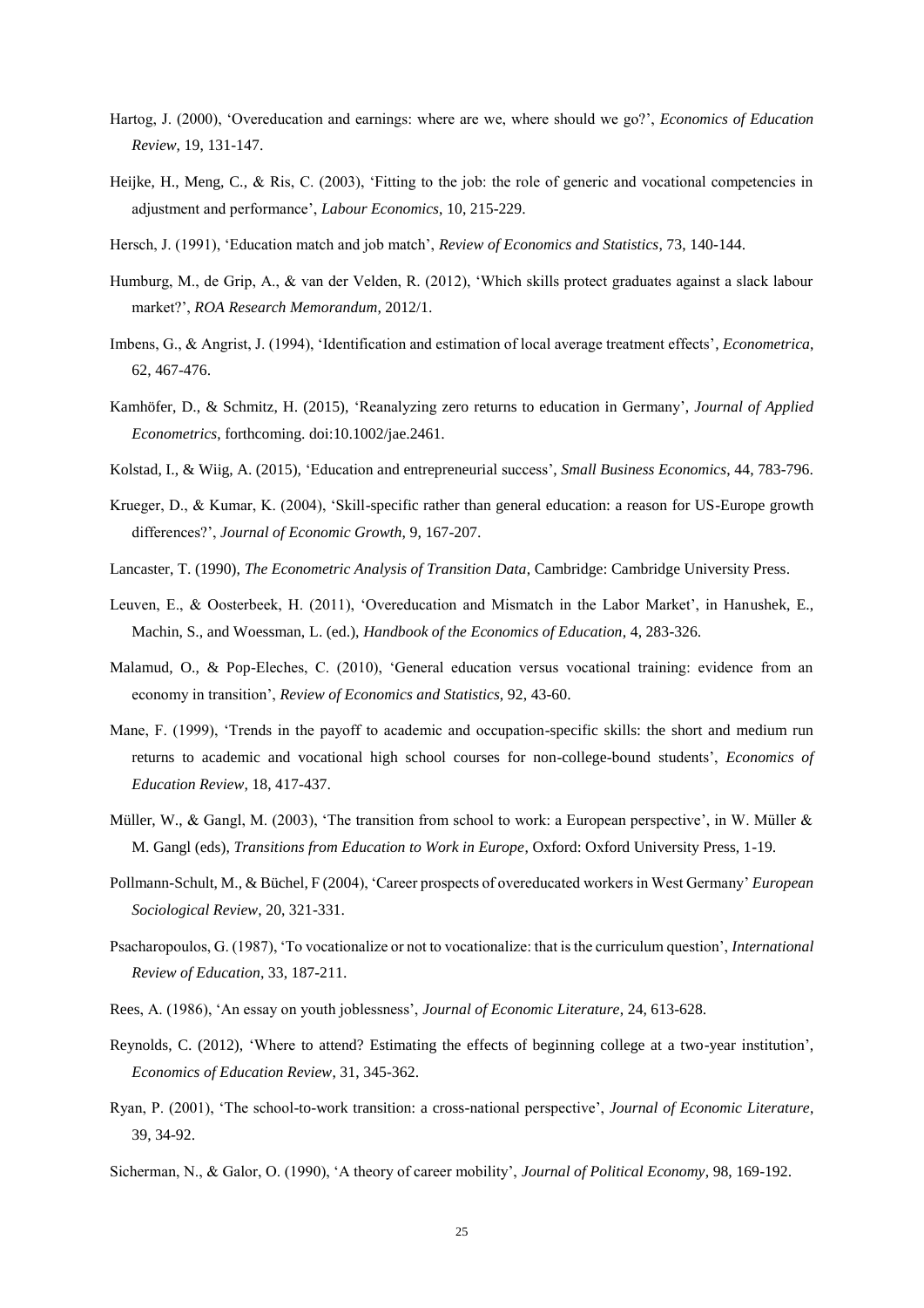Hartog, J. (2000), 'Overeducation and earnings: where are we, where should we go?', *Economics of Education Review*, 19, 131-147.

Heijke, H., Meng, C., & Ris, C. (2003), 'Fitting to the job: the role of generic and vocational competencies in adjustment and performance', *Labour Economics*, 10, 215-229.

Hersch, J. (1991), 'Education match and job match', *Review of Economics and Statistics*, 73, 140-144.

Humburg, M., de Grip, A., & van der Velden, R. (2012), 'Which skills protect graduates against a slack labour market?', *ROA Research Memorandum*, 2012/1.

Imbens, G., & Angrist, J. (1994), 'Identification and estimation of local average treatment effects', *Econometrica*, 62, 467-476.

Kamhöfer, D., & Schmitz, H. (2015), 'Reanalyzing zero returns to education in Germany', *Journal of Applied Econometrics*, forthcoming. doi:10.1002/jae.2461.

Kolstad, I., & Wiig, A. (2015), 'Education and entrepreneurial success', *Small Business Economics*, 44, 783-796.

Krueger, D., & Kumar, K. (2004), 'Skill-specific rather than general education: a reason for US-Europe growth differences?', *Journal of Economic Growth*, 9, 167-207.

Lancaster, T. (1990), *The Econometric Analysis of Transition Data*, Cambridge: Cambridge University Press.

Leuven, E., & Oosterbeek, H. (2011), 'Overeducation and Mismatch in the Labor Market', in Hanushek, E., Machin, S., and Woessman, L. (ed.), *Handbook of the Economics of Education*, 4, 283-326.

Malamud, O., & Pop-Eleches, C. (2010), 'General education versus vocational training: evidence from an economy in transition', *Review of Economics and Statistics*, 92, 43-60.

Mane, F. (1999), 'Trends in the payoff to academic and occupation-specific skills: the short and medium run returns to academic and vocational high school courses for non-college-bound students', *Economics of Education Review*, 18, 417-437.

Müller, W., & Gangl, M. (2003), 'The transition from school to work: a European perspective', in W. Müller & M. Gangl (eds), *Transitions from Education to Work in Europe*, Oxford: Oxford University Press, 1-19.

Pollmann-Schult, M., & Büchel, F (2004), 'Career prospects of overeducated workers in West Germany' *European Sociological Review*, 20, 321-331.

Psacharopoulos, G. (1987), 'To vocationalize or not to vocationalize: that is the curriculum question', *International Review of Education*, 33, 187-211.

Rees, A. (1986), 'An essay on youth joblessness', *Journal of Economic Literature*, 24, 613-628.

Reynolds, C. (2012), 'Where to attend? Estimating the effects of beginning college at a two-year institution', *Economics of Education Review*, 31, 345-362.

Ryan, P. (2001), 'The school-to-work transition: a cross-national perspective', *Journal of Economic Literature*, 39, 34-92.

Sicherman, N., & Galor, O. (1990), 'A theory of career mobility', *Journal of Political Economy*, 98, 169-192.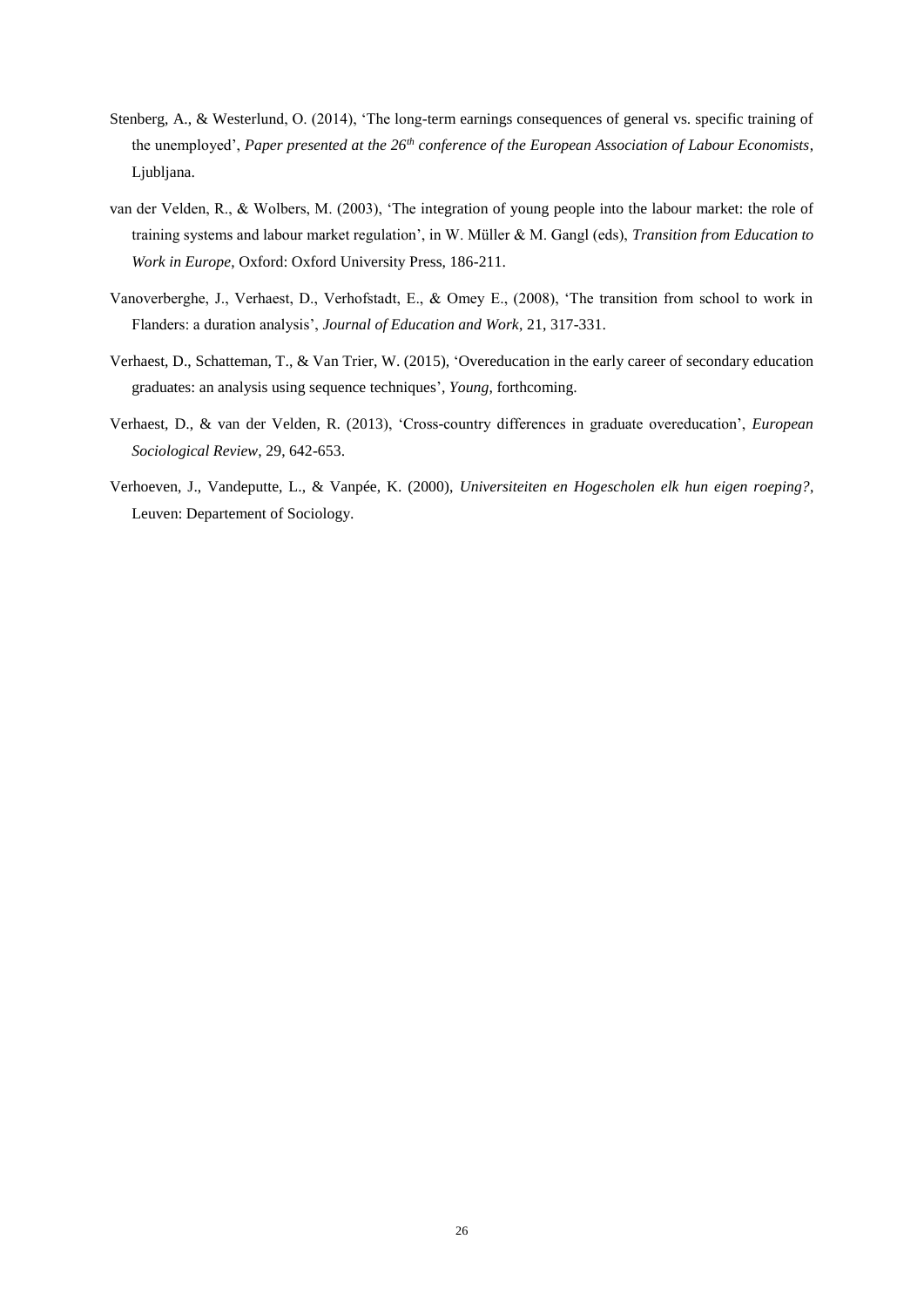Stenberg, A., & Westerlund, O. (2014), 'The long-term earnings consequences of general vs. specific training of the unemployed', *Paper presented at the 26th conference of the European Association of Labour Economists*, Ljubljana.

van der Velden, R., & Wolbers, M. (2003), 'The integration of young people into the labour market: the role of training systems and labour market regulation', in W. Müller & M. Gangl (eds), *Transition from Education to Work in Europe*, Oxford: Oxford University Press, 186-211.

Vanoverberghe, J., Verhaest, D., Verhofstadt, E., & Omey E., (2008), 'The transition from school to work in Flanders: a duration analysis', *Journal of Education and Work*, 21, 317-331.

Verhaest, D., Schatteman, T., & Van Trier, W. (2015), 'Overeducation in the early career of secondary education graduates: an analysis using sequence techniques', *Young*, forthcoming.

Verhaest, D., & van der Velden, R. (2013), 'Cross-country differences in graduate overeducation', *European Sociological Review*, 29, 642-653.

Verhoeven, J., Vandeputte, L., & Vanpée, K. (2000), *Universiteiten en Hogescholen elk hun eigen roeping?*, Leuven: Departement of Sociology.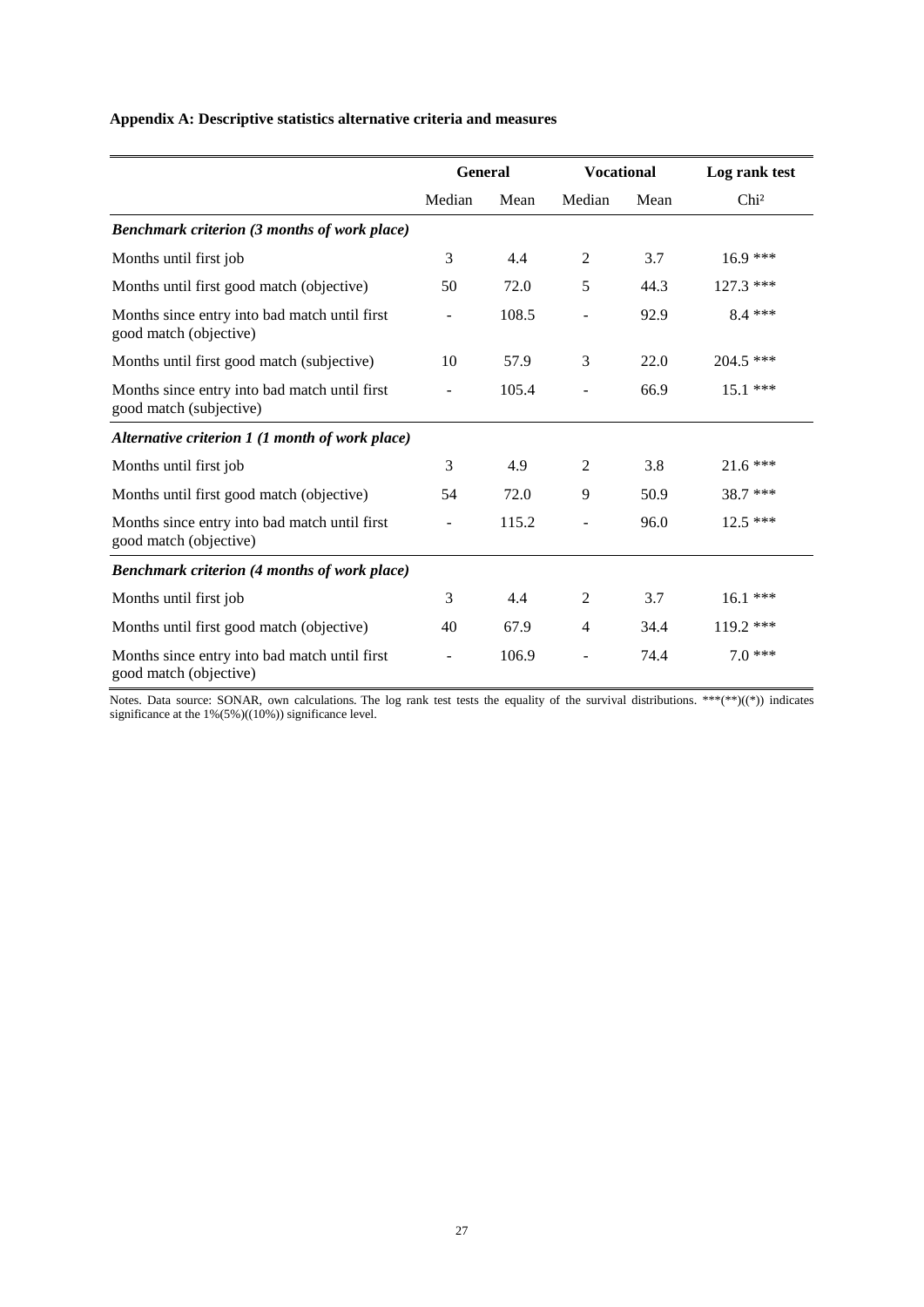**Appendix A: Descriptive statistics alternative criteria and measures**

| | General | | Vocational | | Log rank test |
|---|---|---|---|---|---|
| | Median | Mean | Median | Mean | Chi² |
| ***Benchmark criterion (3 months of work place)*** | | | | | |
| Months until first job | 3 | 4.4 | 2 | 3.7 | 16.9 *** |
| Months until first good match (objective) | 50 | 72.0 | 5 | 44.3 | 127.3 *** |
| Months since entry into bad match until first good match (objective) | - | 108.5 | - | 92.9 | 8.4 *** |
| Months until first good match (subjective) | 10 | 57.9 | 3 | 22.0 | 204.5 *** |
| Months since entry into bad match until first good match (subjective) | - | 105.4 | - | 66.9 | 15.1 *** |
| ***Alternative criterion 1 (1 month of work place)*** | | | | | |
| Months until first job | 3 | 4.9 | 2 | 3.8 | 21.6 *** |
| Months until first good match (objective) | 54 | 72.0 | 9 | 50.9 | 38.7 *** |
| Months since entry into bad match until first good match (objective) | - | 115.2 | - | 96.0 | 12.5 *** |
| ***Benchmark criterion (4 months of work place)*** | | | | | |
| Months until first job | 3 | 4.4 | 2 | 3.7 | 16.1 *** |
| Months until first good match (objective) | 40 | 67.9 | 4 | 34.4 | 119.2 *** |
| Months since entry into bad match until first good match (objective) | - | 106.9 | - | 74.4 | 7.0 *** |

Notes. Data source: SONAR, own calculations. The log rank test tests the equality of the survival distributions. ***(**)((*)) indicates significance at the 1%(5%)((10%)) significance level.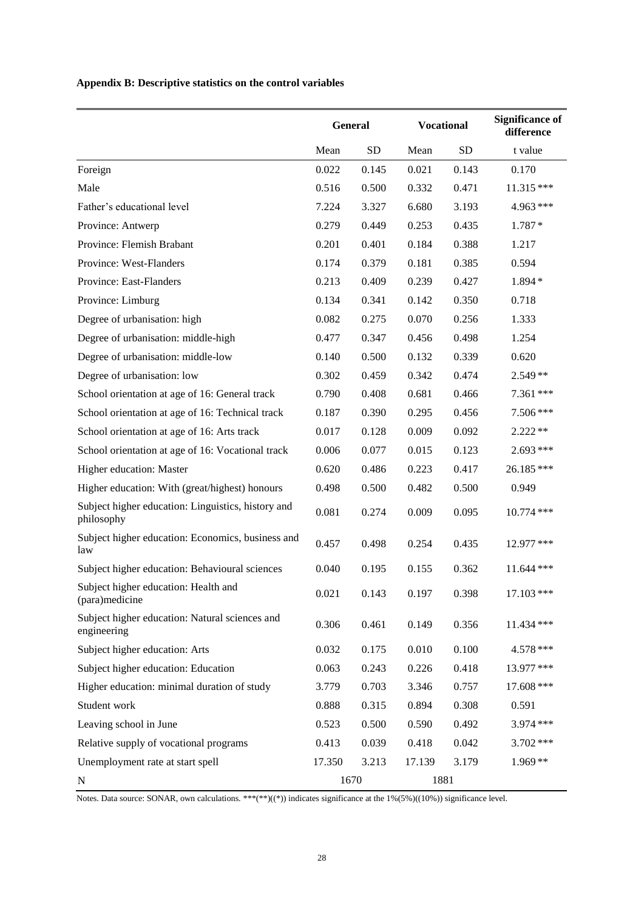**Appendix B: Descriptive statistics on the control variables**

| | General | | Vocational | | Significance of difference |
|---|---|---|---|---|---|
| | Mean | SD | Mean | SD | t value |
| Foreign | 0.022 | 0.145 | 0.021 | 0.143 | 0.170 |
| Male | 0.516 | 0.500 | 0.332 | 0.471 | 11.315 *** |
| Father's educational level | 7.224 | 3.327 | 6.680 | 3.193 | 4.963 *** |
| Province: Antwerp | 0.279 | 0.449 | 0.253 | 0.435 | 1.787 * |
| Province: Flemish Brabant | 0.201 | 0.401 | 0.184 | 0.388 | 1.217 |
| Province: West-Flanders | 0.174 | 0.379 | 0.181 | 0.385 | 0.594 |
| Province: East-Flanders | 0.213 | 0.409 | 0.239 | 0.427 | 1.894 * |
| Province: Limburg | 0.134 | 0.341 | 0.142 | 0.350 | 0.718 |
| Degree of urbanisation: high | 0.082 | 0.275 | 0.070 | 0.256 | 1.333 |
| Degree of urbanisation: middle-high | 0.477 | 0.347 | 0.456 | 0.498 | 1.254 |
| Degree of urbanisation: middle-low | 0.140 | 0.500 | 0.132 | 0.339 | 0.620 |
| Degree of urbanisation: low | 0.302 | 0.459 | 0.342 | 0.474 | 2.549 ** |
| School orientation at age of 16: General track | 0.790 | 0.408 | 0.681 | 0.466 | 7.361 *** |
| School orientation at age of 16: Technical track | 0.187 | 0.390 | 0.295 | 0.456 | 7.506 *** |
| School orientation at age of 16: Arts track | 0.017 | 0.128 | 0.009 | 0.092 | 2.222 ** |
| School orientation at age of 16: Vocational track | 0.006 | 0.077 | 0.015 | 0.123 | 2.693 *** |
| Higher education: Master | 0.620 | 0.486 | 0.223 | 0.417 | 26.185 *** |
| Higher education: With (great/highest) honours | 0.498 | 0.500 | 0.482 | 0.500 | 0.949 |
| Subject higher education: Linguistics, history and philosophy | 0.081 | 0.274 | 0.009 | 0.095 | 10.774 *** |
| Subject higher education: Economics, business and law | 0.457 | 0.498 | 0.254 | 0.435 | 12.977 *** |
| Subject higher education: Behavioural sciences | 0.040 | 0.195 | 0.155 | 0.362 | 11.644 *** |
| Subject higher education: Health and (para)medicine | 0.021 | 0.143 | 0.197 | 0.398 | 17.103 *** |
| Subject higher education: Natural sciences and engineering | 0.306 | 0.461 | 0.149 | 0.356 | 11.434 *** |
| Subject higher education: Arts | 0.032 | 0.175 | 0.010 | 0.100 | 4.578 *** |
| Subject higher education: Education | 0.063 | 0.243 | 0.226 | 0.418 | 13.977 *** |
| Higher education: minimal duration of study | 3.779 | 0.703 | 3.346 | 0.757 | 17.608 *** |
| Student work | 0.888 | 0.315 | 0.894 | 0.308 | 0.591 |
| Leaving school in June | 0.523 | 0.500 | 0.590 | 0.492 | 3.974 *** |
| Relative supply of vocational programs | 0.413 | 0.039 | 0.418 | 0.042 | 3.702 *** |
| Unemployment rate at start spell | 17.350 | 3.213 | 17.139 | 3.179 | 1.969 ** |
| N | 1670 | | 1881 | | |

Notes. Data source: SONAR, own calculations. \*\*\*(\*\*)((\*)) indicates significance at the 1%(5%)((10%)) significance level.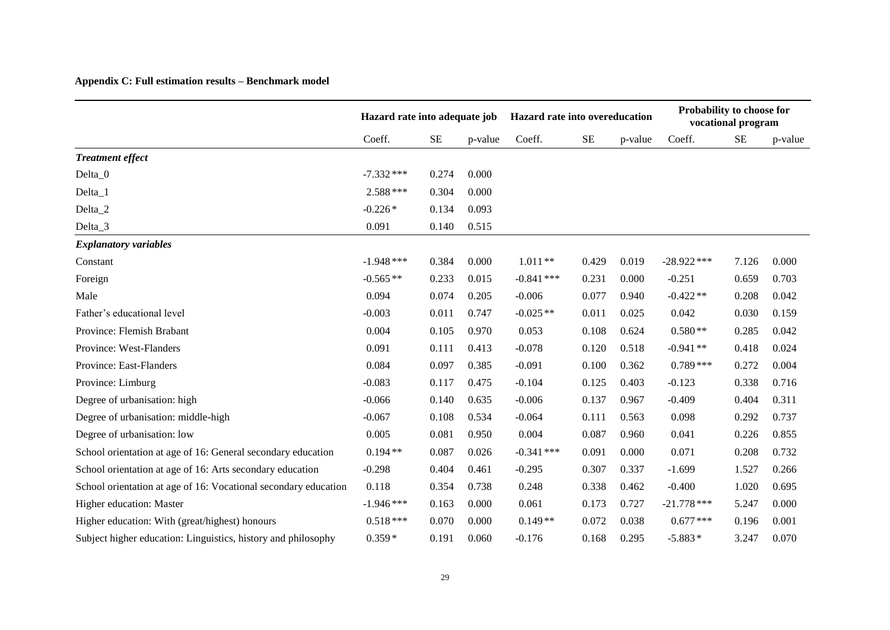**Appendix C: Full estimation results – Benchmark model**

| | Hazard rate into adequate job | | | Hazard rate into overeducation | | | Probability to choose for vocational program | | |
|---|---|---|---|---|---|---|---|---|---|
| | Coeff. | SE | p-value | Coeff. | SE | p-value | Coeff. | SE | p-value |
| ***Treatment effect*** | | | | | | | | | |
| Delta_0 | -7.332 *** | 0.274 | 0.000 | | | | | | |
| Delta_1 | 2.588 *** | 0.304 | 0.000 | | | | | | |
| Delta_2 | -0.226 * | 0.134 | 0.093 | | | | | | |
| Delta_3 | 0.091 | 0.140 | 0.515 | | | | | | |
| ***Explanatory variables*** | | | | | | | | | |
| Constant | -1.948 *** | 0.384 | 0.000 | 1.011 ** | 0.429 | 0.019 | -28.922 *** | 7.126 | 0.000 |
| Foreign | -0.565 ** | 0.233 | 0.015 | -0.841 *** | 0.231 | 0.000 | -0.251 | 0.659 | 0.703 |
| Male | 0.094 | 0.074 | 0.205 | -0.006 | 0.077 | 0.940 | -0.422 ** | 0.208 | 0.042 |
| Father's educational level | -0.003 | 0.011 | 0.747 | -0.025 ** | 0.011 | 0.025 | 0.042 | 0.030 | 0.159 |
| Province: Flemish Brabant | 0.004 | 0.105 | 0.970 | 0.053 | 0.108 | 0.624 | 0.580 ** | 0.285 | 0.042 |
| Province: West-Flanders | 0.091 | 0.111 | 0.413 | -0.078 | 0.120 | 0.518 | -0.941 ** | 0.418 | 0.024 |
| Province: East-Flanders | 0.084 | 0.097 | 0.385 | -0.091 | 0.100 | 0.362 | 0.789 *** | 0.272 | 0.004 |
| Province: Limburg | -0.083 | 0.117 | 0.475 | -0.104 | 0.125 | 0.403 | -0.123 | 0.338 | 0.716 |
| Degree of urbanisation: high | -0.066 | 0.140 | 0.635 | -0.006 | 0.137 | 0.967 | -0.409 | 0.404 | 0.311 |
| Degree of urbanisation: middle-high | -0.067 | 0.108 | 0.534 | -0.064 | 0.111 | 0.563 | 0.098 | 0.292 | 0.737 |
| Degree of urbanisation: low | 0.005 | 0.081 | 0.950 | 0.004 | 0.087 | 0.960 | 0.041 | 0.226 | 0.855 |
| School orientation at age of 16: General secondary education | 0.194 ** | 0.087 | 0.026 | -0.341 *** | 0.091 | 0.000 | 0.071 | 0.208 | 0.732 |
| School orientation at age of 16: Arts secondary education | -0.298 | 0.404 | 0.461 | -0.295 | 0.307 | 0.337 | -1.699 | 1.527 | 0.266 |
| School orientation at age of 16: Vocational secondary education | 0.118 | 0.354 | 0.738 | 0.248 | 0.338 | 0.462 | -0.400 | 1.020 | 0.695 |
| Higher education: Master | -1.946 *** | 0.163 | 0.000 | 0.061 | 0.173 | 0.727 | -21.778 *** | 5.247 | 0.000 |
| Higher education: With (great/highest) honours | 0.518 *** | 0.070 | 0.000 | 0.149 ** | 0.072 | 0.038 | 0.677 *** | 0.196 | 0.001 |
| Subject higher education: Linguistics, history and philosophy | 0.359 * | 0.191 | 0.060 | -0.176 | 0.168 | 0.295 | -5.883 * | 3.247 | 0.070 |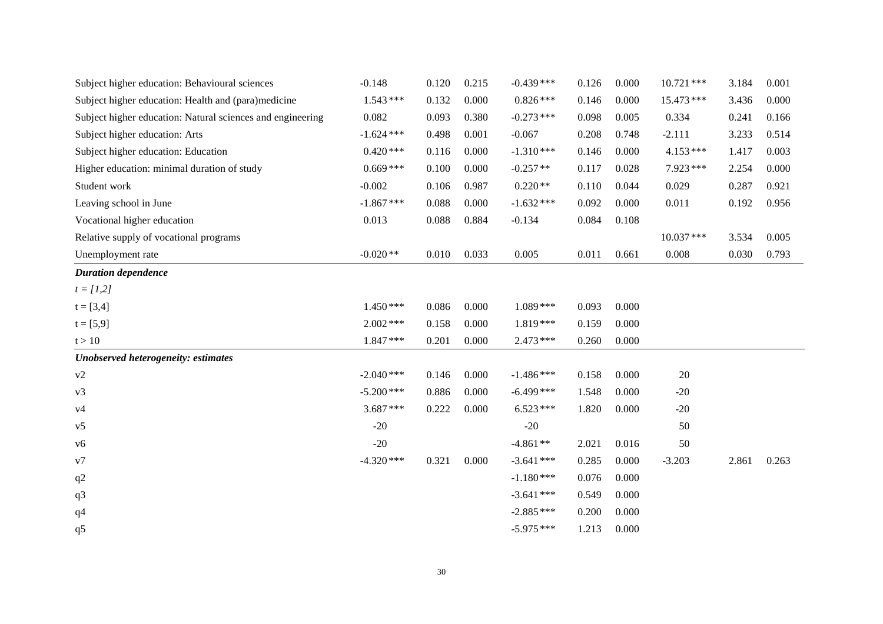| | | | | | | | | | |
|---|---|---|---|---|---|---|---|---|---|
| Subject higher education: Behavioural sciences | -0.148 | 0.120 | 0.215 | -0.439 *** | 0.126 | 0.000 | 10.721 *** | 3.184 | 0.001 |
| Subject higher education: Health and (para)medicine | 1.543 *** | 0.132 | 0.000 | 0.826 *** | 0.146 | 0.000 | 15.473 *** | 3.436 | 0.000 |
| Subject higher education: Natural sciences and engineering | 0.082 | 0.093 | 0.380 | -0.273 *** | 0.098 | 0.005 | 0.334 | 0.241 | 0.166 |
| Subject higher education: Arts | -1.624 *** | 0.498 | 0.001 | -0.067 | 0.208 | 0.748 | -2.111 | 3.233 | 0.514 |
| Subject higher education: Education | 0.420 *** | 0.116 | 0.000 | -1.310 *** | 0.146 | 0.000 | 4.153 *** | 1.417 | 0.003 |
| Higher education: minimal duration of study | 0.669 *** | 0.100 | 0.000 | -0.257 ** | 0.117 | 0.028 | 7.923 *** | 2.254 | 0.000 |
| Student work | -0.002 | 0.106 | 0.987 | 0.220 ** | 0.110 | 0.044 | 0.029 | 0.287 | 0.921 |
| Leaving school in June | -1.867 *** | 0.088 | 0.000 | -1.632 *** | 0.092 | 0.000 | 0.011 | 0.192 | 0.956 |
| Vocational higher education | 0.013 | 0.088 | 0.884 | -0.134 | 0.084 | 0.108 | | | |
| Relative supply of vocational programs | | | | | | | 10.037 *** | 3.534 | 0.005 |
| Unemployment rate | -0.020 ** | 0.010 | 0.033 | 0.005 | 0.011 | 0.661 | 0.008 | 0.030 | 0.793 |
| ***Duration dependence*** | | | | | | | | | |
| *t = [1,2]* | | | | | | | | | |
| t = [3,4] | 1.450 *** | 0.086 | 0.000 | 1.089 *** | 0.093 | 0.000 | | | |
| t = [5,9] | 2.002 *** | 0.158 | 0.000 | 1.819 *** | 0.159 | 0.000 | | | |
| t > 10 | 1.847 *** | 0.201 | 0.000 | 2.473 *** | 0.260 | 0.000 | | | |
| ***Unobserved heterogeneity: estimates*** | | | | | | | | | |
| v2 | -2.040 *** | 0.146 | 0.000 | -1.486 *** | 0.158 | 0.000 | 20 | | |
| v3 | -5.200 *** | 0.886 | 0.000 | -6.499 *** | 1.548 | 0.000 | -20 | | |
| v4 | 3.687 *** | 0.222 | 0.000 | 6.523 *** | 1.820 | 0.000 | -20 | | |
| v5 | -20 | | | -20 | | | 50 | | |
| v6 | -20 | | | -4.861 ** | 2.021 | 0.016 | 50 | | |
| v7 | -4.320 *** | 0.321 | 0.000 | -3.641 *** | 0.285 | 0.000 | -3.203 | 2.861 | 0.263 |
| q2 | | | | -1.180 *** | 0.076 | 0.000 | | | |
| q3 | | | | -3.641 *** | 0.549 | 0.000 | | | |
| q4 | | | | -2.885 *** | 0.200 | 0.000 | | | |
| q5 | | | | -5.975 *** | 1.213 | 0.000 | | | |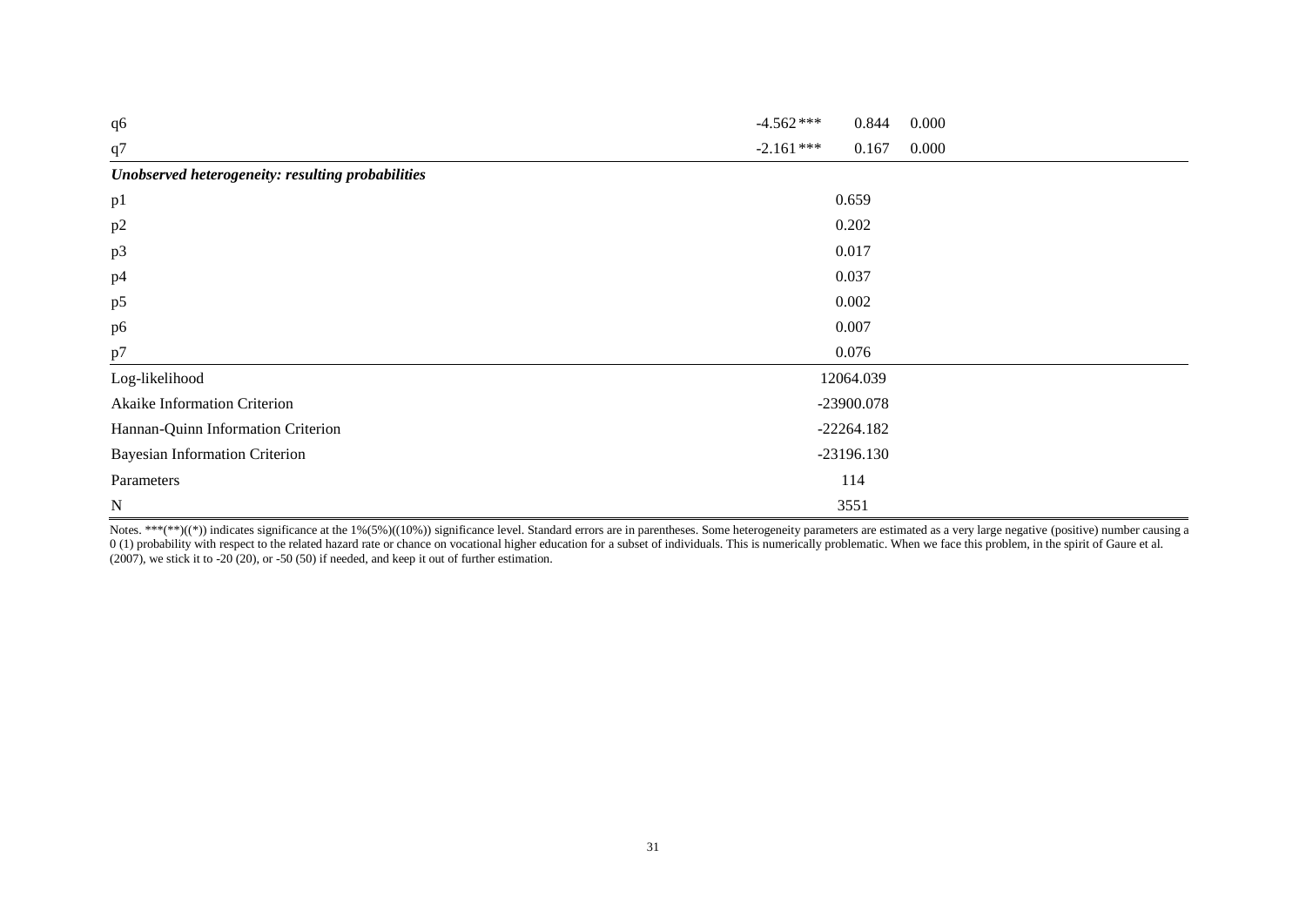| | | | |
|---|---|---|---|
| q6 | -4.562 *** | 0.844 | 0.000 |
| q7 | -2.161 *** | 0.167 | 0.000 |
| ***Unobserved heterogeneity: resulting probabilities*** | | | |
| p1 | | 0.659 | |
| p2 | | 0.202 | |
| p3 | | 0.017 | |
| p4 | | 0.037 | |
| p5 | | 0.002 | |
| p6 | | 0.007 | |
| p7 | | 0.076 | |
| Log-likelihood | | 12064.039 | |
| Akaike Information Criterion | | -23900.078 | |
| Hannan-Quinn Information Criterion | | -22264.182 | |
| Bayesian Information Criterion | | -23196.130 | |
| Parameters | | 114 | |
| N | | 3551 | |

Notes. ***(**)((*)) indicates significance at the 1%(5%)((10%)) significance level. Standard errors are in parentheses. Some heterogeneity parameters are estimated as a very large negative (positive) number causing a 0 (1) probability with respect to the related hazard rate or chance on vocational higher education for a subset of individuals. This is numerically problematic. When we face this problem, in the spirit of Gaure et al. (2007), we stick it to -20 (20), or -50 (50) if needed, and keep it out of further estimation.